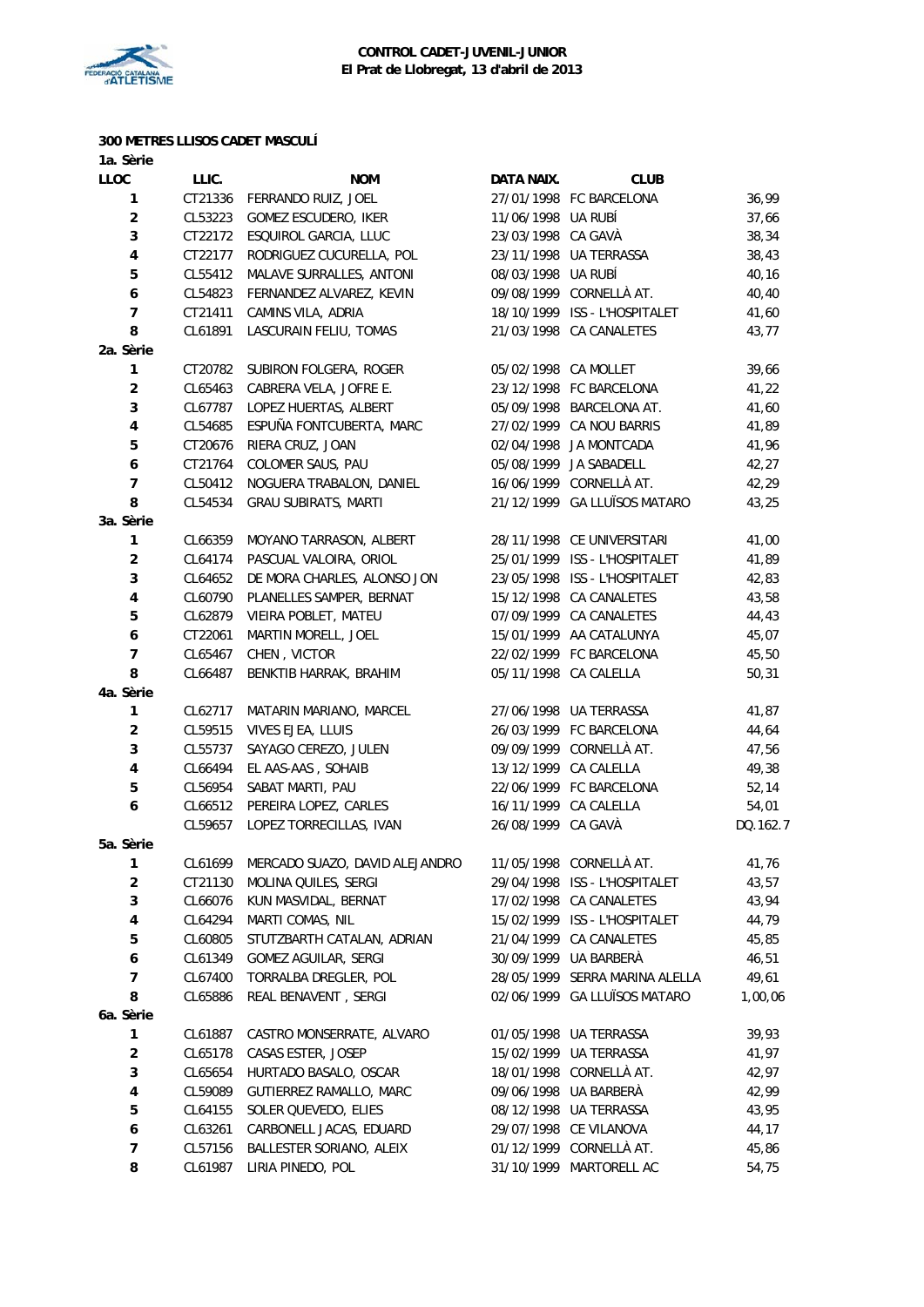**CONTROL CADET-JUVENIL-JUNIOR**
**El Prat de Llobregat, 13 d'abril de 2013**

### 300 METRES LLISOS CADET MASCULÍ

| LLOC | LLIC. | NOM | DATA NAIX. | CLUB | |
|---|---|---|---|---|---|
| **1a. Sèrie** | | | | | |
| 1 | CT21336 | FERRANDO RUIZ, JOEL | 27/01/1998 | FC BARCELONA | 36,99 |
| 2 | CL53223 | GOMEZ ESCUDERO, IKER | 11/06/1998 | UA RUBÍ | 37,66 |
| 3 | CT22172 | ESQUIROL GARCIA, LLUC | 23/03/1998 | CA GAVÀ | 38,34 |
| 4 | CT22177 | RODRIGUEZ CUCURELLA, POL | 23/11/1998 | UA TERRASSA | 38,43 |
| 5 | CL55412 | MALAVE SURRALLES, ANTONI | 08/03/1998 | UA RUBÍ | 40,16 |
| 6 | CL54823 | FERNANDEZ ALVAREZ, KEVIN | 09/08/1999 | CORNELLÀ AT. | 40,40 |
| 7 | CT21411 | CAMINS VILA, ADRIA | 18/10/1999 | ISS - L'HOSPITALET | 41,60 |
| 8 | CL61891 | LASCURAIN FELIU, TOMAS | 21/03/1998 | CA CANALETES | 43,77 |
| **2a. Sèrie** | | | | | |
| 1 | CT20782 | SUBIRON FOLGERA, ROGER | 05/02/1998 | CA MOLLET | 39,66 |
| 2 | CL65463 | CABRERA VELA, JOFRE E. | 23/12/1998 | FC BARCELONA | 41,22 |
| 3 | CL67787 | LOPEZ HUERTAS, ALBERT | 05/09/1998 | BARCELONA AT. | 41,60 |
| 4 | CL54685 | ESPUÑA FONTCUBERTA, MARC | 27/02/1999 | CA NOU BARRIS | 41,89 |
| 5 | CT20676 | RIERA CRUZ, JOAN | 02/04/1998 | JA MONTCADA | 41,96 |
| 6 | CT21764 | COLOMER SAUS, PAU | 05/08/1999 | JA SABADELL | 42,27 |
| 7 | CL50412 | NOGUERA TRABALON, DANIEL | 16/06/1999 | CORNELLÀ AT. | 42,29 |
| 8 | CL54534 | GRAU SUBIRATS, MARTI | 21/12/1999 | GA LLUÏSOS MATARO | 43,25 |
| **3a. Sèrie** | | | | | |
| 1 | CL66359 | MOYANO TARRASON, ALBERT | 28/11/1998 | CE UNIVERSITARI | 41,00 |
| 2 | CL64174 | PASCUAL VALOIRA, ORIOL | 25/01/1999 | ISS - L'HOSPITALET | 41,89 |
| 3 | CL64652 | DE MORA CHARLES, ALONSO JON | 23/05/1998 | ISS - L'HOSPITALET | 42,83 |
| 4 | CL60790 | PLANELLES SAMPER, BERNAT | 15/12/1998 | CA CANALETES | 43,58 |
| 5 | CL62879 | VIEIRA POBLET, MATEU | 07/09/1999 | CA CANALETES | 44,43 |
| 6 | CT22061 | MARTIN MORELL, JOEL | 15/01/1999 | AA CATALUNYA | 45,07 |
| 7 | CL65467 | CHEN , VICTOR | 22/02/1999 | FC BARCELONA | 45,50 |
| 8 | CL66487 | BENKTIB HARRAK, BRAHIM | 05/11/1998 | CA CALELLA | 50,31 |
| **4a. Sèrie** | | | | | |
| 1 | CL62717 | MATARIN MARIANO, MARCEL | 27/06/1998 | UA TERRASSA | 41,87 |
| 2 | CL59515 | VIVES EJEA, LLUIS | 26/03/1999 | FC BARCELONA | 44,64 |
| 3 | CL55737 | SAYAGO CEREZO, JULEN | 09/09/1999 | CORNELLÀ AT. | 47,56 |
| 4 | CL66494 | EL AAS-AAS , SOHAIB | 13/12/1999 | CA CALELLA | 49,38 |
| 5 | CL56954 | SABAT MARTI, PAU | 22/06/1999 | FC BARCELONA | 52,14 |
| 6 | CL66512 | PEREIRA LOPEZ, CARLES | 16/11/1999 | CA CALELLA | 54,01 |
| | CL59657 | LOPEZ TORRECILLAS, IVAN | 26/08/1999 | CA GAVÀ | DQ.162.7 |
| **5a. Sèrie** | | | | | |
| 1 | CL61699 | MERCADO SUAZO, DAVID ALEJANDRO | 11/05/1998 | CORNELLÀ AT. | 41,76 |
| 2 | CT21130 | MOLINA QUILES, SERGI | 29/04/1998 | ISS - L'HOSPITALET | 43,57 |
| 3 | CL66076 | KUN MASVIDAL, BERNAT | 17/02/1998 | CA CANALETES | 43,94 |
| 4 | CL64294 | MARTI COMAS, NIL | 15/02/1999 | ISS - L'HOSPITALET | 44,79 |
| 5 | CL60805 | STUTZBARTH CATALAN, ADRIAN | 21/04/1999 | CA CANALETES | 45,85 |
| 6 | CL61349 | GOMEZ AGUILAR, SERGI | 30/09/1999 | UA BARBERÀ | 46,51 |
| 7 | CL67400 | TORRALBA DREGLER, POL | 28/05/1999 | SERRA MARINA ALELLA | 49,61 |
| 8 | CL65886 | REAL BENAVENT , SERGI | 02/06/1999 | GA LLUÏSOS MATARO | 1,00,06 |
| **6a. Sèrie** | | | | | |
| 1 | CL61887 | CASTRO MONSERRATE, ALVARO | 01/05/1998 | UA TERRASSA | 39,93 |
| 2 | CL65178 | CASAS ESTER, JOSEP | 15/02/1999 | UA TERRASSA | 41,97 |
| 3 | CL65654 | HURTADO BASALO, OSCAR | 18/01/1998 | CORNELLÀ AT. | 42,97 |
| 4 | CL59089 | GUTIERREZ RAMALLO, MARC | 09/06/1998 | UA BARBERÀ | 42,99 |
| 5 | CL64155 | SOLER QUEVEDO, ELIES | 08/12/1998 | UA TERRASSA | 43,95 |
| 6 | CL63261 | CARBONELL JACAS, EDUARD | 29/07/1998 | CE VILANOVA | 44,17 |
| 7 | CL57156 | BALLESTER SORIANO, ALEIX | 01/12/1999 | CORNELLÀ AT. | 45,86 |
| 8 | CL61987 | LIRIA PINEDO, POL | 31/10/1999 | MARTORELL AC | 54,75 |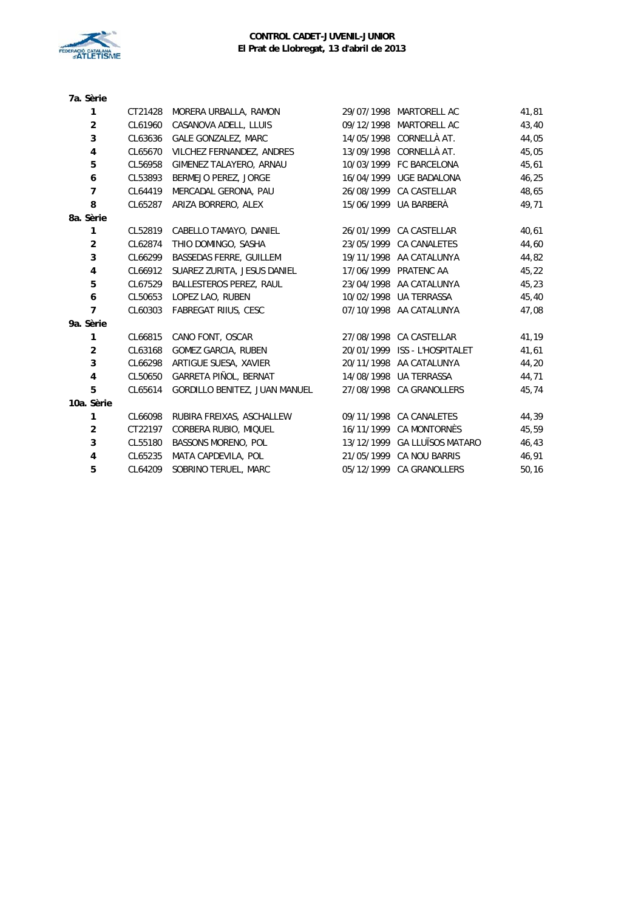**CONTROL CADET-JUVENIL-JUNIOR**
**El Prat de Llobregat, 13 d'abril de 2013**

| | | | | | |
|---|---|---|---|---|---|
| **7a. Sèrie** | | | | | |
| **1** | CT21428 | MORERA URBALLA, RAMON | 29/07/1998 | MARTORELL AC | 41,81 |
| **2** | CL61960 | CASANOVA ADELL, LLUIS | 09/12/1998 | MARTORELL AC | 43,40 |
| **3** | CL63636 | GALE GONZALEZ, MARC | 14/05/1998 | CORNELLÀ AT. | 44,05 |
| **4** | CL65670 | VILCHEZ FERNANDEZ, ANDRES | 13/09/1998 | CORNELLÀ AT. | 45,05 |
| **5** | CL56958 | GIMENEZ TALAYERO, ARNAU | 10/03/1999 | FC BARCELONA | 45,61 |
| **6** | CL53893 | BERMEJO PEREZ, JORGE | 16/04/1999 | UGE BADALONA | 46,25 |
| **7** | CL64419 | MERCADAL GERONA, PAU | 26/08/1999 | CA CASTELLAR | 48,65 |
| **8** | CL65287 | ARIZA BORRERO, ALEX | 15/06/1999 | UA BARBERÀ | 49,71 |
| **8a. Sèrie** | | | | | |
| **1** | CL52819 | CABELLO TAMAYO, DANIEL | 26/01/1999 | CA CASTELLAR | 40,61 |
| **2** | CL62874 | THIO DOMINGO, SASHA | 23/05/1999 | CA CANALETES | 44,60 |
| **3** | CL66299 | BASSEDAS FERRE, GUILLEM | 19/11/1998 | AA CATALUNYA | 44,82 |
| **4** | CL66912 | SUAREZ ZURITA, JESUS DANIEL | 17/06/1999 | PRATENC AA | 45,22 |
| **5** | CL67529 | BALLESTEROS PEREZ, RAUL | 23/04/1998 | AA CATALUNYA | 45,23 |
| **6** | CL50653 | LOPEZ LAO, RUBEN | 10/02/1998 | UA TERRASSA | 45,40 |
| **7** | CL60303 | FABREGAT RIIUS, CESC | 07/10/1998 | AA CATALUNYA | 47,08 |
| **9a. Sèrie** | | | | | |
| **1** | CL66815 | CANO FONT, OSCAR | 27/08/1998 | CA CASTELLAR | 41,19 |
| **2** | CL63168 | GOMEZ GARCIA, RUBEN | 20/01/1999 | ISS - L'HOSPITALET | 41,61 |
| **3** | CL66298 | ARTIGUE SUESA, XAVIER | 20/11/1998 | AA CATALUNYA | 44,20 |
| **4** | CL50650 | GARRETA PIÑOL, BERNAT | 14/08/1998 | UA TERRASSA | 44,71 |
| **5** | CL65614 | GORDILLO BENITEZ, JUAN MANUEL | 27/08/1998 | CA GRANOLLERS | 45,74 |
| **10a. Sèrie** | | | | | |
| **1** | CL66098 | RUBIRA FREIXAS, ASCHALLEW | 09/11/1998 | CA CANALETES | 44,39 |
| **2** | CT22197 | CORBERA RUBIO, MIQUEL | 16/11/1999 | CA MONTORNÈS | 45,59 |
| **3** | CL55180 | BASSONS MORENO, POL | 13/12/1999 | GA LLUÏSOS MATARO | 46,43 |
| **4** | CL65235 | MATA CAPDEVILA, POL | 21/05/1999 | CA NOU BARRIS | 46,91 |
| **5** | CL64209 | SOBRINO TERUEL, MARC | 05/12/1999 | CA GRANOLLERS | 50,16 |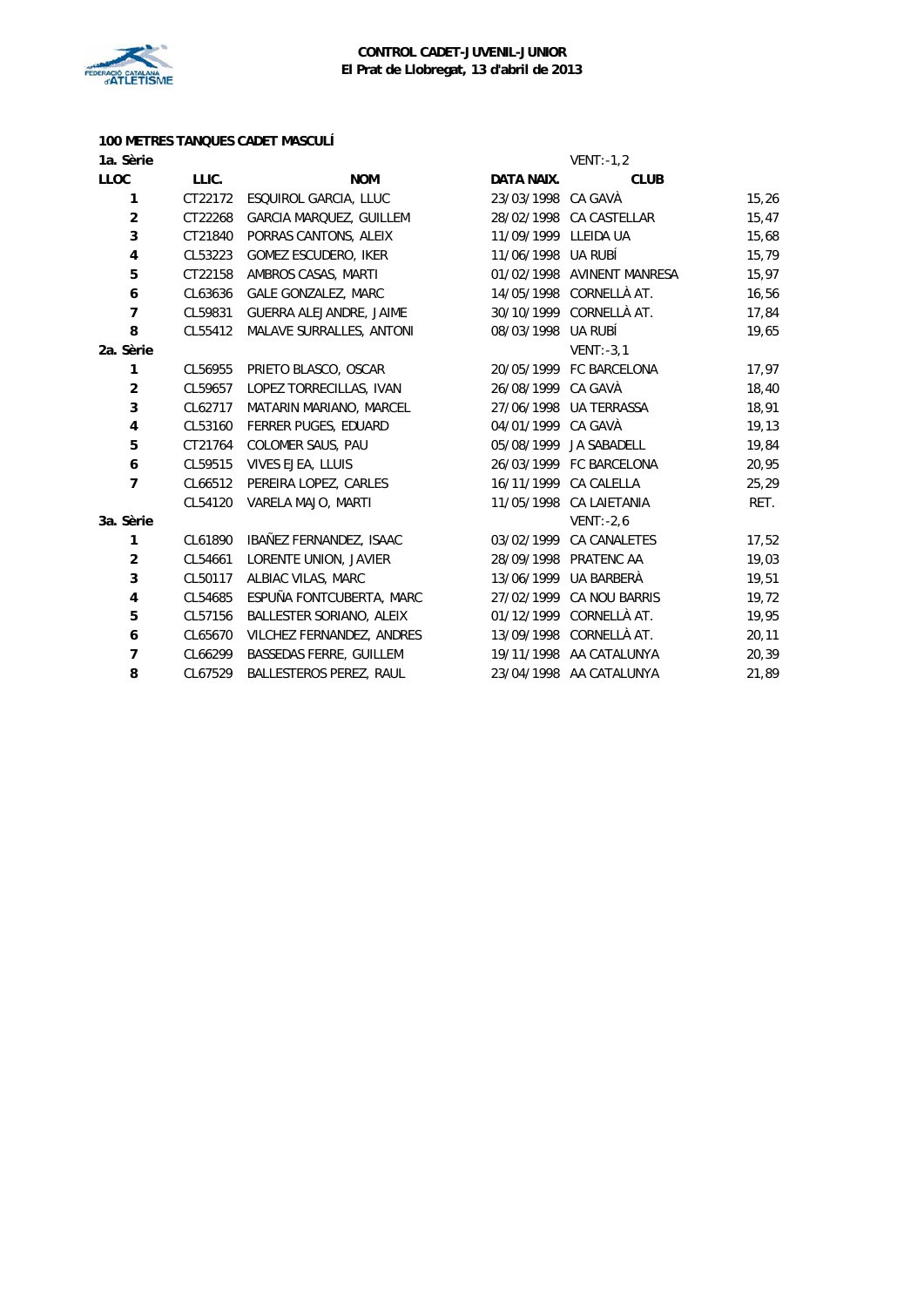**CONTROL CADET-JUVENIL-JUNIOR**
**El Prat de Llobregat, 13 d'abril de 2013**

### 100 METRES TANQUES CADET MASCULÍ

| LLOC | LLIC. | NOM | DATA NAIX. | CLUB | |
|---|---|---|---|---|---|
| **1a. Sèrie** | | | | VENT: -1,2 | |
| 1 | CT22172 | ESQUIROL GARCIA, LLUC | 23/03/1998 | CA GAVÀ | 15,26 |
| 2 | CT22268 | GARCIA MARQUEZ, GUILLEM | 28/02/1998 | CA CASTELLAR | 15,47 |
| 3 | CT21840 | PORRAS CANTONS, ALEIX | 11/09/1999 | LLEIDA UA | 15,68 |
| 4 | CL53223 | GOMEZ ESCUDERO, IKER | 11/06/1998 | UA RUBÍ | 15,79 |
| 5 | CT22158 | AMBROS CASAS, MARTI | 01/02/1998 | AVINENT MANRESA | 15,97 |
| 6 | CL63636 | GALE GONZALEZ, MARC | 14/05/1998 | CORNELLÀ AT. | 16,56 |
| 7 | CL59831 | GUERRA ALEJANDRE, JAIME | 30/10/1999 | CORNELLÀ AT. | 17,84 |
| 8 | CL55412 | MALAVE SURRALLES, ANTONI | 08/03/1998 | UA RUBÍ | 19,65 |
| **2a. Sèrie** | | | | VENT: -3,1 | |
| 1 | CL56955 | PRIETO BLASCO, OSCAR | 20/05/1999 | FC BARCELONA | 17,97 |
| 2 | CL59657 | LOPEZ TORRECILLAS, IVAN | 26/08/1999 | CA GAVÀ | 18,40 |
| 3 | CL62717 | MATARIN MARIANO, MARCEL | 27/06/1998 | UA TERRASSA | 18,91 |
| 4 | CL53160 | FERRER PUGES, EDUARD | 04/01/1999 | CA GAVÀ | 19,13 |
| 5 | CT21764 | COLOMER SAUS, PAU | 05/08/1999 | JA SABADELL | 19,84 |
| 6 | CL59515 | VIVES EJEA, LLUIS | 26/03/1999 | FC BARCELONA | 20,95 |
| 7 | CL66512 | PEREIRA LOPEZ, CARLES | 16/11/1999 | CA CALELLA | 25,29 |
| | CL54120 | VARELA MAJO, MARTI | 11/05/1998 | CA LAIETANIA | RET. |
| **3a. Sèrie** | | | | VENT: -2,6 | |
| 1 | CL61890 | IBAÑEZ FERNANDEZ, ISAAC | 03/02/1999 | CA CANALETES | 17,52 |
| 2 | CL54661 | LORENTE UNION, JAVIER | 28/09/1998 | PRATENC AA | 19,03 |
| 3 | CL50117 | ALBIAC VILAS, MARC | 13/06/1999 | UA BARBERÀ | 19,51 |
| 4 | CL54685 | ESPUÑA FONTCUBERTA, MARC | 27/02/1999 | CA NOU BARRIS | 19,72 |
| 5 | CL57156 | BALLESTER SORIANO, ALEIX | 01/12/1999 | CORNELLÀ AT. | 19,95 |
| 6 | CL65670 | VILCHEZ FERNANDEZ, ANDRES | 13/09/1998 | CORNELLÀ AT. | 20,11 |
| 7 | CL66299 | BASSEDAS FERRE, GUILLEM | 19/11/1998 | AA CATALUNYA | 20,39 |
| 8 | CL67529 | BALLESTEROS PEREZ, RAUL | 23/04/1998 | AA CATALUNYA | 21,89 |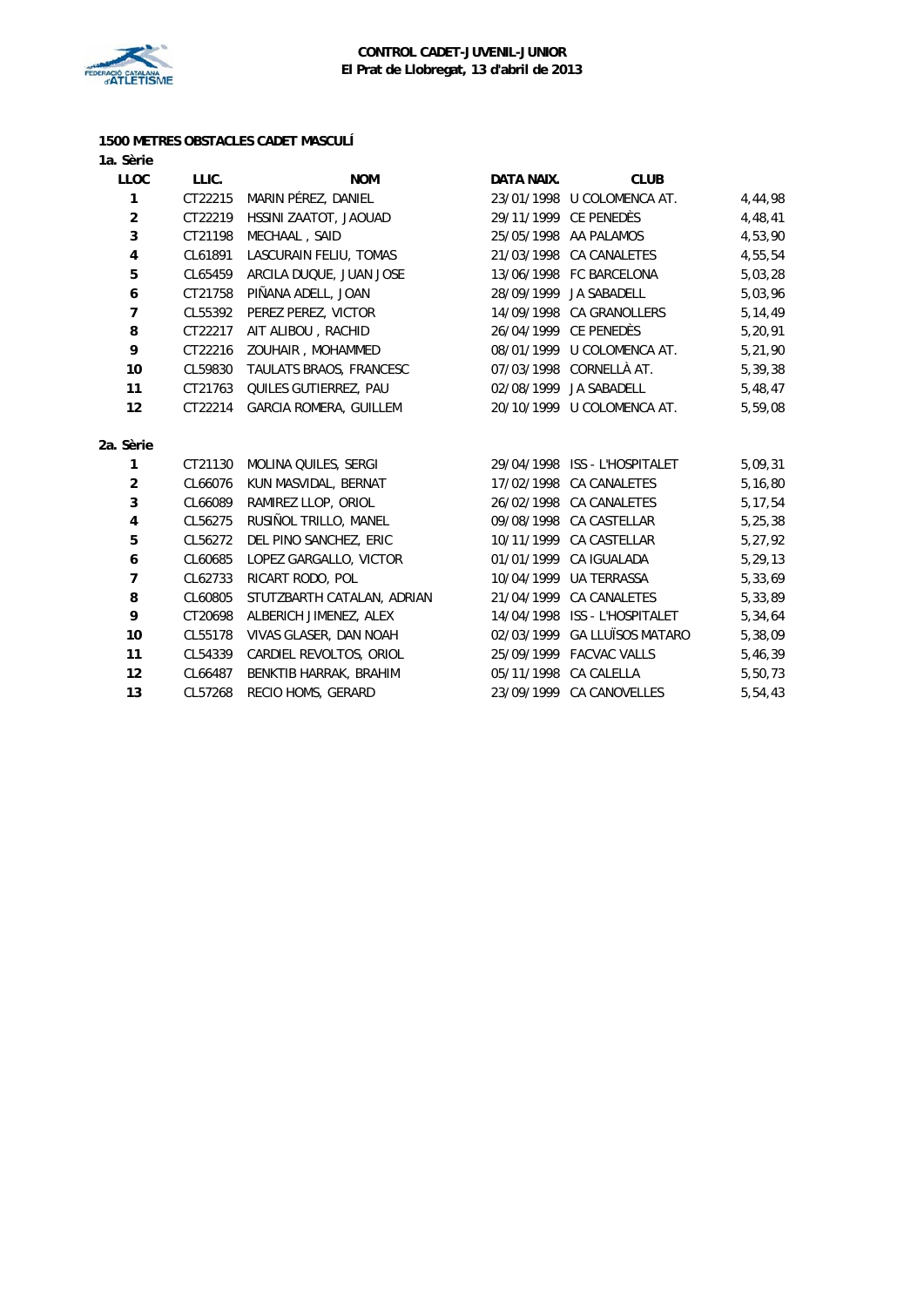**CONTROL CADET-JUVENIL-JUNIOR**
**El Prat de Llobregat, 13 d'abril de 2013**

### 1500 METRES OBSTACLES CADET MASCULÍ

**1a. Sèrie**

| LLOC | LLIC. | NOM | DATA NAIX. | CLUB | |
|---|---|---|---|---|---|
| 1 | CT22215 | MARIN PÉREZ, DANIEL | 23/01/1998 | U COLOMENCA AT. | 4,44,98 |
| 2 | CT22219 | HSSINI ZAATOT, JAOUAD | 29/11/1999 | CE PENEDÈS | 4,48,41 |
| 3 | CT21198 | MECHAAL , SAID | 25/05/1998 | AA PALAMOS | 4,53,90 |
| 4 | CL61891 | LASCURAIN FELIU, TOMAS | 21/03/1998 | CA CANALETES | 4,55,54 |
| 5 | CL65459 | ARCILA DUQUE, JUAN JOSE | 13/06/1998 | FC BARCELONA | 5,03,28 |
| 6 | CT21758 | PIÑANA ADELL, JOAN | 28/09/1999 | JA SABADELL | 5,03,96 |
| 7 | CL55392 | PEREZ PEREZ, VICTOR | 14/09/1998 | CA GRANOLLERS | 5,14,49 |
| 8 | CT22217 | AIT ALIBOU , RACHID | 26/04/1999 | CE PENEDÈS | 5,20,91 |
| 9 | CT22216 | ZOUHAIR , MOHAMMED | 08/01/1999 | U COLOMENCA AT. | 5,21,90 |
| 10 | CL59830 | TAULATS BRAOS, FRANCESC | 07/03/1998 | CORNELLÀ AT. | 5,39,38 |
| 11 | CT21763 | QUILES GUTIERREZ, PAU | 02/08/1999 | JA SABADELL | 5,48,47 |
| 12 | CT22214 | GARCIA ROMERA, GUILLEM | 20/10/1999 | U COLOMENCA AT. | 5,59,08 |

**2a. Sèrie**

| LLOC | LLIC. | NOM | DATA NAIX. | CLUB | |
|---|---|---|---|---|---|
| 1 | CT21130 | MOLINA QUILES, SERGI | 29/04/1998 | ISS - L'HOSPITALET | 5,09,31 |
| 2 | CL66076 | KUN MASVIDAL, BERNAT | 17/02/1998 | CA CANALETES | 5,16,80 |
| 3 | CL66089 | RAMIREZ LLOP, ORIOL | 26/02/1998 | CA CANALETES | 5,17,54 |
| 4 | CL56275 | RUSIÑOL TRILLO, MANEL | 09/08/1998 | CA CASTELLAR | 5,25,38 |
| 5 | CL56272 | DEL PINO SANCHEZ, ERIC | 10/11/1999 | CA CASTELLAR | 5,27,92 |
| 6 | CL60685 | LOPEZ GARGALLO, VICTOR | 01/01/1999 | CA IGUALADA | 5,29,13 |
| 7 | CL62733 | RICART RODO, POL | 10/04/1999 | UA TERRASSA | 5,33,69 |
| 8 | CL60805 | STUTZBARTH CATALAN, ADRIAN | 21/04/1999 | CA CANALETES | 5,33,89 |
| 9 | CT20698 | ALBERICH JIMENEZ, ALEX | 14/04/1998 | ISS - L'HOSPITALET | 5,34,64 |
| 10 | CL55178 | VIVAS GLASER, DAN NOAH | 02/03/1999 | GA LLUÏSOS MATARO | 5,38,09 |
| 11 | CL54339 | CARDIEL REVOLTOS, ORIOL | 25/09/1999 | FACVAC VALLS | 5,46,39 |
| 12 | CL66487 | BENKTIB HARRAK, BRAHIM | 05/11/1998 | CA CALELLA | 5,50,73 |
| 13 | CL57268 | RECIO HOMS, GERARD | 23/09/1999 | CA CANOVELLES | 5,54,43 |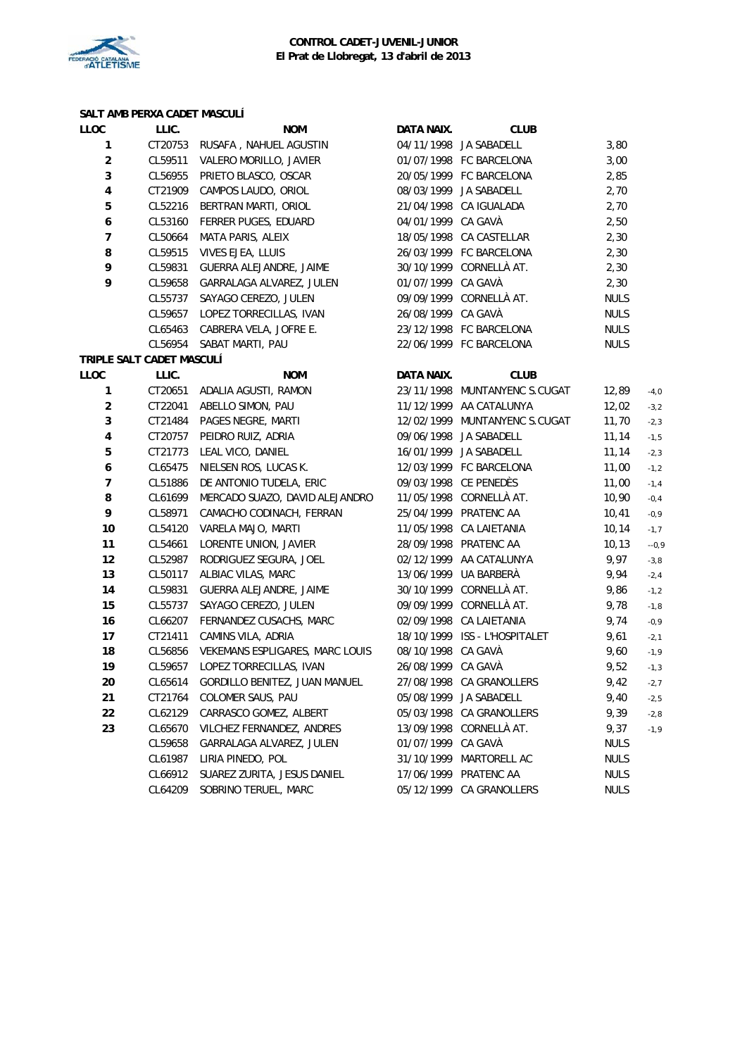**CONTROL CADET-JUVENIL-JUNIOR**
**El Prat de Llobregat, 13 d'abril de 2013**

**SALT AMB PERXA CADET MASCULÍ**

| LLOC | LLIC. | NOM | DATA NAIX. | CLUB | |
|---|---|---|---|---|---|
| 1 | CT20753 | RUSAFA , NAHUEL AGUSTIN | 04/11/1998 | JA SABADELL | 3,80 |
| 2 | CL59511 | VALERO MORILLO, JAVIER | 01/07/1998 | FC BARCELONA | 3,00 |
| 3 | CL56955 | PRIETO BLASCO, OSCAR | 20/05/1999 | FC BARCELONA | 2,85 |
| 4 | CT21909 | CAMPOS LAUDO, ORIOL | 08/03/1999 | JA SABADELL | 2,70 |
| 5 | CL52216 | BERTRAN MARTI, ORIOL | 21/04/1998 | CA IGUALADA | 2,70 |
| 6 | CL53160 | FERRER PUGES, EDUARD | 04/01/1999 | CA GAVÀ | 2,50 |
| 7 | CL50664 | MATA PARIS, ALEIX | 18/05/1998 | CA CASTELLAR | 2,30 |
| 8 | CL59515 | VIVES EJEA, LLUIS | 26/03/1999 | FC BARCELONA | 2,30 |
| 9 | CL59831 | GUERRA ALEJANDRE, JAIME | 30/10/1999 | CORNELLÀ AT. | 2,30 |
| 9 | CL59658 | GARRALAGA ALVAREZ, JULEN | 01/07/1999 | CA GAVÀ | 2,30 |
| | CL55737 | SAYAGO CEREZO, JULEN | 09/09/1999 | CORNELLÀ AT. | NULS |
| | CL59657 | LOPEZ TORRECILLAS, IVAN | 26/08/1999 | CA GAVÀ | NULS |
| | CL65463 | CABRERA VELA, JOFRE E. | 23/12/1998 | FC BARCELONA | NULS |
| | CL56954 | SABAT MARTI, PAU | 22/06/1999 | FC BARCELONA | NULS |

**TRIPLE SALT CADET MASCULÍ**

| LLOC | LLIC. | NOM | DATA NAIX. | CLUB | | |
|---|---|---|---|---|---|---|
| 1 | CT20651 | ADALIA AGUSTI, RAMON | 23/11/1998 | MUNTANYENC S.CUGAT | 12,89 | -4,0 |
| 2 | CT22041 | ABELLO SIMON, PAU | 11/12/1999 | AA CATALUNYA | 12,02 | -3,2 |
| 3 | CT21484 | PAGES NEGRE, MARTI | 12/02/1999 | MUNTANYENC S.CUGAT | 11,70 | -2,3 |
| 4 | CT20757 | PEIDRO RUIZ, ADRIA | 09/06/1998 | JA SABADELL | 11,14 | -1,5 |
| 5 | CT21773 | LEAL VICO, DANIEL | 16/01/1999 | JA SABADELL | 11,14 | -2,3 |
| 6 | CL65475 | NIELSEN ROS, LUCAS K. | 12/03/1999 | FC BARCELONA | 11,00 | -1,2 |
| 7 | CL51886 | DE ANTONIO TUDELA, ERIC | 09/03/1998 | CE PENEDÈS | 11,00 | -1,4 |
| 8 | CL61699 | MERCADO SUAZO, DAVID ALEJANDRO | 11/05/1998 | CORNELLÀ AT. | 10,90 | -0,4 |
| 9 | CL58971 | CAMACHO CODINACH, FERRAN | 25/04/1999 | PRATENC AA | 10,41 | -0,9 |
| 10 | CL54120 | VARELA MAJO, MARTI | 11/05/1998 | CA LAIETANIA | 10,14 | -1,7 |
| 11 | CL54661 | LORENTE UNION, JAVIER | 28/09/1998 | PRATENC AA | 10,13 | --0,9 |
| 12 | CL52987 | RODRIGUEZ SEGURA, JOEL | 02/12/1999 | AA CATALUNYA | 9,97 | -3,8 |
| 13 | CL50117 | ALBIAC VILAS, MARC | 13/06/1999 | UA BARBERÀ | 9,94 | -2,4 |
| 14 | CL59831 | GUERRA ALEJANDRE, JAIME | 30/10/1999 | CORNELLÀ AT. | 9,86 | -1,2 |
| 15 | CL55737 | SAYAGO CEREZO, JULEN | 09/09/1999 | CORNELLÀ AT. | 9,78 | -1,8 |
| 16 | CL66207 | FERNANDEZ CUSACHS, MARC | 02/09/1998 | CA LAIETANIA | 9,74 | -0,9 |
| 17 | CT21411 | CAMINS VILA, ADRIA | 18/10/1999 | ISS - L'HOSPITALET | 9,61 | -2,1 |
| 18 | CL56856 | VEKEMANS ESPLIGARES, MARC LOUIS | 08/10/1998 | CA GAVÀ | 9,60 | -1,9 |
| 19 | CL59657 | LOPEZ TORRECILLAS, IVAN | 26/08/1999 | CA GAVÀ | 9,52 | -1,3 |
| 20 | CL65614 | GORDILLO BENITEZ, JUAN MANUEL | 27/08/1998 | CA GRANOLLERS | 9,42 | -2,7 |
| 21 | CT21764 | COLOMER SAUS, PAU | 05/08/1999 | JA SABADELL | 9,40 | -2,5 |
| 22 | CL62129 | CARRASCO GOMEZ, ALBERT | 05/03/1998 | CA GRANOLLERS | 9,39 | -2,8 |
| 23 | CL65670 | VILCHEZ FERNANDEZ, ANDRES | 13/09/1998 | CORNELLÀ AT. | 9,37 | -1,9 |
| | CL59658 | GARRALAGA ALVAREZ, JULEN | 01/07/1999 | CA GAVÀ | NULS | |
| | CL61987 | LIRIA PINEDO, POL | 31/10/1999 | MARTORELL AC | NULS | |
| | CL66912 | SUAREZ ZURITA, JESUS DANIEL | 17/06/1999 | PRATENC AA | NULS | |
| | CL64209 | SOBRINO TERUEL, MARC | 05/12/1999 | CA GRANOLLERS | NULS | |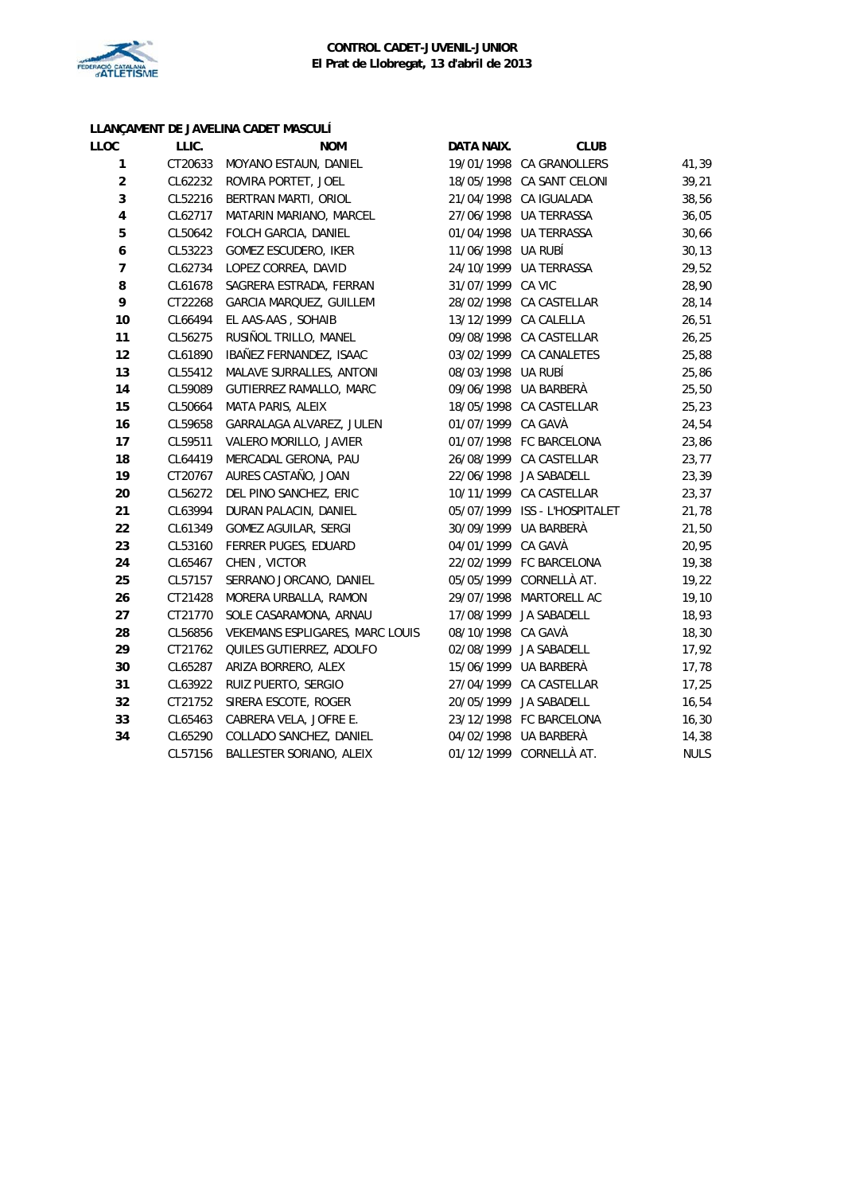**CONTROL CADET-JUVENIL-JUNIOR**
**El Prat de Llobregat, 13 d'abril de 2013**

**LLANÇAMENT DE JAVELINA CADET MASCULÍ**

| LLOC | LLIC. | NOM | DATA NAIX. | CLUB | |
|---|---|---|---|---|---|
| 1 | CT20633 | MOYANO ESTAUN, DANIEL | 19/01/1998 | CA GRANOLLERS | 41,39 |
| 2 | CL62232 | ROVIRA PORTET, JOEL | 18/05/1998 | CA SANT CELONI | 39,21 |
| 3 | CL52216 | BERTRAN MARTI, ORIOL | 21/04/1998 | CA IGUALADA | 38,56 |
| 4 | CL62717 | MATARIN MARIANO, MARCEL | 27/06/1998 | UA TERRASSA | 36,05 |
| 5 | CL50642 | FOLCH GARCIA, DANIEL | 01/04/1998 | UA TERRASSA | 30,66 |
| 6 | CL53223 | GOMEZ ESCUDERO, IKER | 11/06/1998 | UA RUBÍ | 30,13 |
| 7 | CL62734 | LOPEZ CORREA, DAVID | 24/10/1999 | UA TERRASSA | 29,52 |
| 8 | CL61678 | SAGRERA ESTRADA, FERRAN | 31/07/1999 | CA VIC | 28,90 |
| 9 | CT22268 | GARCIA MARQUEZ, GUILLEM | 28/02/1998 | CA CASTELLAR | 28,14 |
| 10 | CL66494 | EL AAS-AAS , SOHAIB | 13/12/1999 | CA CALELLA | 26,51 |
| 11 | CL56275 | RUSIÑOL TRILLO, MANEL | 09/08/1998 | CA CASTELLAR | 26,25 |
| 12 | CL61890 | IBAÑEZ FERNANDEZ, ISAAC | 03/02/1999 | CA CANALETES | 25,88 |
| 13 | CL55412 | MALAVE SURRALLES, ANTONI | 08/03/1998 | UA RUBÍ | 25,86 |
| 14 | CL59089 | GUTIERREZ RAMALLO, MARC | 09/06/1998 | UA BARBERÀ | 25,50 |
| 15 | CL50664 | MATA PARIS, ALEIX | 18/05/1998 | CA CASTELLAR | 25,23 |
| 16 | CL59658 | GARRALAGA ALVAREZ, JULEN | 01/07/1999 | CA GAVÀ | 24,54 |
| 17 | CL59511 | VALERO MORILLO, JAVIER | 01/07/1998 | FC BARCELONA | 23,86 |
| 18 | CL64419 | MERCADAL GERONA, PAU | 26/08/1999 | CA CASTELLAR | 23,77 |
| 19 | CT20767 | AURES CASTAÑO, JOAN | 22/06/1998 | JA SABADELL | 23,39 |
| 20 | CL56272 | DEL PINO SANCHEZ, ERIC | 10/11/1999 | CA CASTELLAR | 23,37 |
| 21 | CL63994 | DURAN PALACIN, DANIEL | 05/07/1999 | ISS - L'HOSPITALET | 21,78 |
| 22 | CL61349 | GOMEZ AGUILAR, SERGI | 30/09/1999 | UA BARBERÀ | 21,50 |
| 23 | CL53160 | FERRER PUGES, EDUARD | 04/01/1999 | CA GAVÀ | 20,95 |
| 24 | CL65467 | CHEN , VICTOR | 22/02/1999 | FC BARCELONA | 19,38 |
| 25 | CL57157 | SERRANO JORCANO, DANIEL | 05/05/1999 | CORNELLÀ AT. | 19,22 |
| 26 | CT21428 | MORERA URBALLA, RAMON | 29/07/1998 | MARTORELL AC | 19,10 |
| 27 | CT21770 | SOLE CASARAMONA, ARNAU | 17/08/1999 | JA SABADELL | 18,93 |
| 28 | CL56856 | VEKEMANS ESPLIGARES, MARC LOUIS | 08/10/1998 | CA GAVÀ | 18,30 |
| 29 | CT21762 | QUILES GUTIERREZ, ADOLFO | 02/08/1999 | JA SABADELL | 17,92 |
| 30 | CL65287 | ARIZA BORRERO, ALEX | 15/06/1999 | UA BARBERÀ | 17,78 |
| 31 | CL63922 | RUIZ PUERTO, SERGIO | 27/04/1999 | CA CASTELLAR | 17,25 |
| 32 | CT21752 | SIRERA ESCOTE, ROGER | 20/05/1999 | JA SABADELL | 16,54 |
| 33 | CL65463 | CABRERA VELA, JOFRE E. | 23/12/1998 | FC BARCELONA | 16,30 |
| 34 | CL65290 | COLLADO SANCHEZ, DANIEL | 04/02/1998 | UA BARBERÀ | 14,38 |
| | CL57156 | BALLESTER SORIANO, ALEIX | 01/12/1999 | CORNELLÀ AT. | NULS |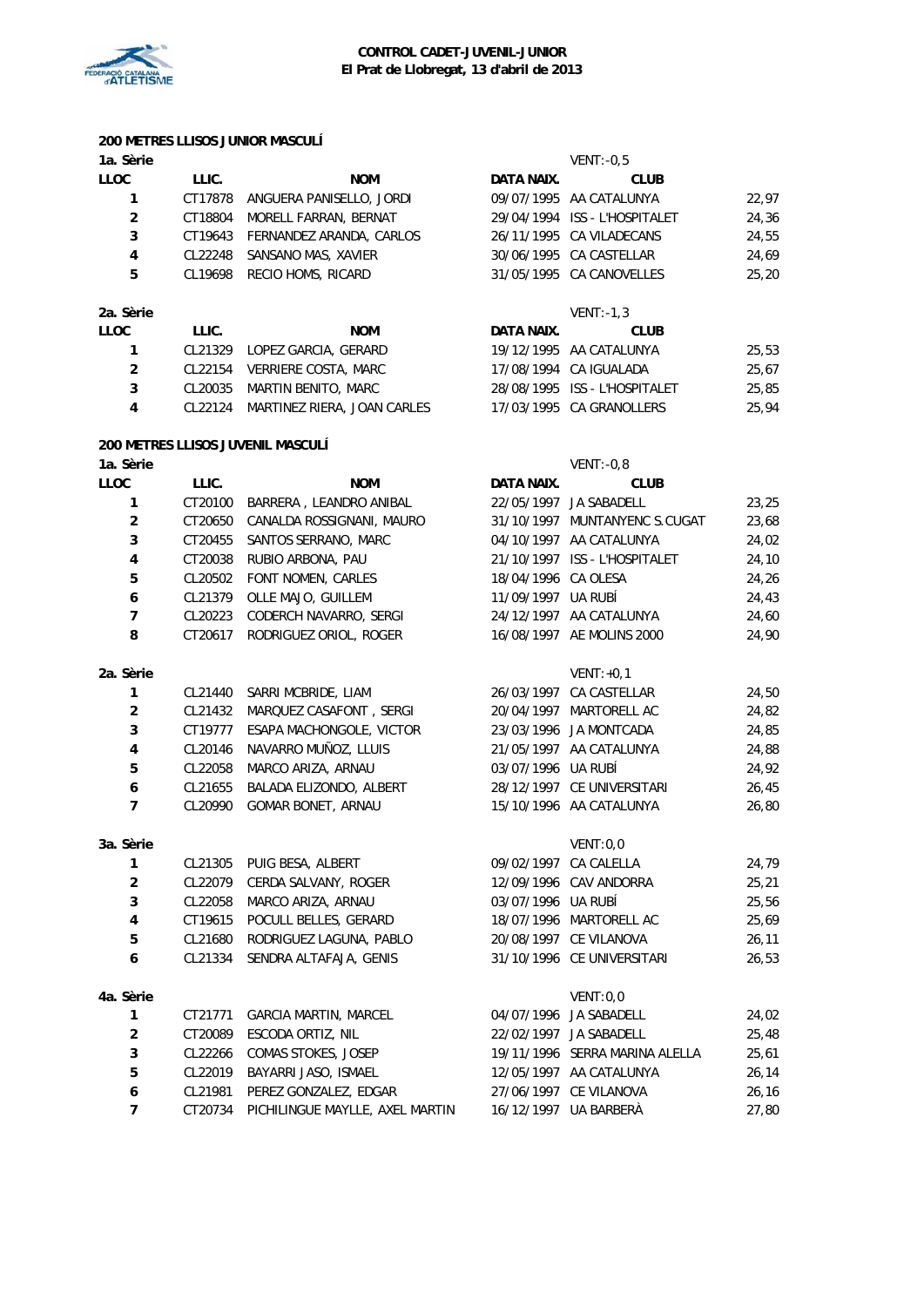**CONTROL CADET-JUVENIL-JUNIOR**
**El Prat de Llobregat, 13 d'abril de 2013**

## 200 METRES LLISOS JUNIOR MASCULÍ

**1a. Sèrie** — VENT: -0,5

| LLOC | LLIC. | NOM | DATA NAIX. | CLUB | |
|---|---|---|---|---|---|
| 1 | CT17878 | ANGUERA PANISELLO, JORDI | 09/07/1995 | AA CATALUNYA | 22,97 |
| 2 | CT18804 | MORELL FARRAN, BERNAT | 29/04/1994 | ISS - L'HOSPITALET | 24,36 |
| 3 | CT19643 | FERNANDEZ ARANDA, CARLOS | 26/11/1995 | CA VILADECANS | 24,55 |
| 4 | CL22248 | SANSANO MAS, XAVIER | 30/06/1995 | CA CASTELLAR | 24,69 |
| 5 | CL19698 | RECIO HOMS, RICARD | 31/05/1995 | CA CANOVELLES | 25,20 |

**2a. Sèrie** — VENT: -1,3

| LLOC | LLIC. | NOM | DATA NAIX. | CLUB | |
|---|---|---|---|---|---|
| 1 | CL21329 | LOPEZ GARCIA, GERARD | 19/12/1995 | AA CATALUNYA | 25,53 |
| 2 | CL22154 | VERRIERE COSTA, MARC | 17/08/1994 | CA IGUALADA | 25,67 |
| 3 | CL20035 | MARTIN BENITO, MARC | 28/08/1995 | ISS - L'HOSPITALET | 25,85 |
| 4 | CL22124 | MARTINEZ RIERA, JOAN CARLES | 17/03/1995 | CA GRANOLLERS | 25,94 |

## 200 METRES LLISOS JUVENIL MASCULÍ

**1a. Sèrie** — VENT: -0,8

| LLOC | LLIC. | NOM | DATA NAIX. | CLUB | |
|---|---|---|---|---|---|
| 1 | CT20100 | BARRERA , LEANDRO ANIBAL | 22/05/1997 | JA SABADELL | 23,25 |
| 2 | CT20650 | CANALDA ROSSIGNANI, MAURO | 31/10/1997 | MUNTANYENC S.CUGAT | 23,68 |
| 3 | CT20455 | SANTOS SERRANO, MARC | 04/10/1997 | AA CATALUNYA | 24,02 |
| 4 | CT20038 | RUBIO ARBONA, PAU | 21/10/1997 | ISS - L'HOSPITALET | 24,10 |
| 5 | CL20502 | FONT NOMEN, CARLES | 18/04/1996 | CA OLESA | 24,26 |
| 6 | CL21379 | OLLE MAJO, GUILLEM | 11/09/1997 | UA RUBÍ | 24,43 |
| 7 | CL20223 | CODERCH NAVARRO, SERGI | 24/12/1997 | AA CATALUNYA | 24,60 |
| 8 | CT20617 | RODRIGUEZ ORIOL, ROGER | 16/08/1997 | AE MOLINS 2000 | 24,90 |

**2a. Sèrie** — VENT: +0,1

| LLOC | LLIC. | NOM | DATA NAIX. | CLUB | |
|---|---|---|---|---|---|
| 1 | CL21440 | SARRI MCBRIDE, LIAM | 26/03/1997 | CA CASTELLAR | 24,50 |
| 2 | CL21432 | MARQUEZ CASAFONT , SERGI | 20/04/1997 | MARTORELL AC | 24,82 |
| 3 | CT19777 | ESAPA MACHONGOLE, VICTOR | 23/03/1996 | JA MONTCADA | 24,85 |
| 4 | CL20146 | NAVARRO MUÑOZ, LLUIS | 21/05/1997 | AA CATALUNYA | 24,88 |
| 5 | CL22058 | MARCO ARIZA, ARNAU | 03/07/1996 | UA RUBÍ | 24,92 |
| 6 | CL21655 | BALADA ELIZONDO, ALBERT | 28/12/1997 | CE UNIVERSITARI | 26,45 |
| 7 | CL20990 | GOMAR BONET, ARNAU | 15/10/1996 | AA CATALUNYA | 26,80 |

**3a. Sèrie** — VENT: 0,0

| LLOC | LLIC. | NOM | DATA NAIX. | CLUB | |
|---|---|---|---|---|---|
| 1 | CL21305 | PUIG BESA, ALBERT | 09/02/1997 | CA CALELLA | 24,79 |
| 2 | CL22079 | CERDA SALVANY, ROGER | 12/09/1996 | CAV ANDORRA | 25,21 |
| 3 | CL22058 | MARCO ARIZA, ARNAU | 03/07/1996 | UA RUBÍ | 25,56 |
| 4 | CT19615 | POCULL BELLES, GERARD | 18/07/1996 | MARTORELL AC | 25,69 |
| 5 | CL21680 | RODRIGUEZ LAGUNA, PABLO | 20/08/1997 | CE VILANOVA | 26,11 |
| 6 | CL21334 | SENDRA ALTAFAJA, GENIS | 31/10/1996 | CE UNIVERSITARI | 26,53 |

**4a. Sèrie** — VENT: 0,0

| LLOC | LLIC. | NOM | DATA NAIX. | CLUB | |
|---|---|---|---|---|---|
| 1 | CT21771 | GARCIA MARTIN, MARCEL | 04/07/1996 | JA SABADELL | 24,02 |
| 2 | CT20089 | ESCODA ORTIZ, NIL | 22/02/1997 | JA SABADELL | 25,48 |
| 3 | CL22266 | COMAS STOKES, JOSEP | 19/11/1996 | SERRA MARINA ALELLA | 25,61 |
| 5 | CL22019 | BAYARRI JASO, ISMAEL | 12/05/1997 | AA CATALUNYA | 26,14 |
| 6 | CL21981 | PEREZ GONZALEZ, EDGAR | 27/06/1997 | CE VILANOVA | 26,16 |
| 7 | CT20734 | PICHILINGUE MAYLLE, AXEL MARTIN | 16/12/1997 | UA BARBERÀ | 27,80 |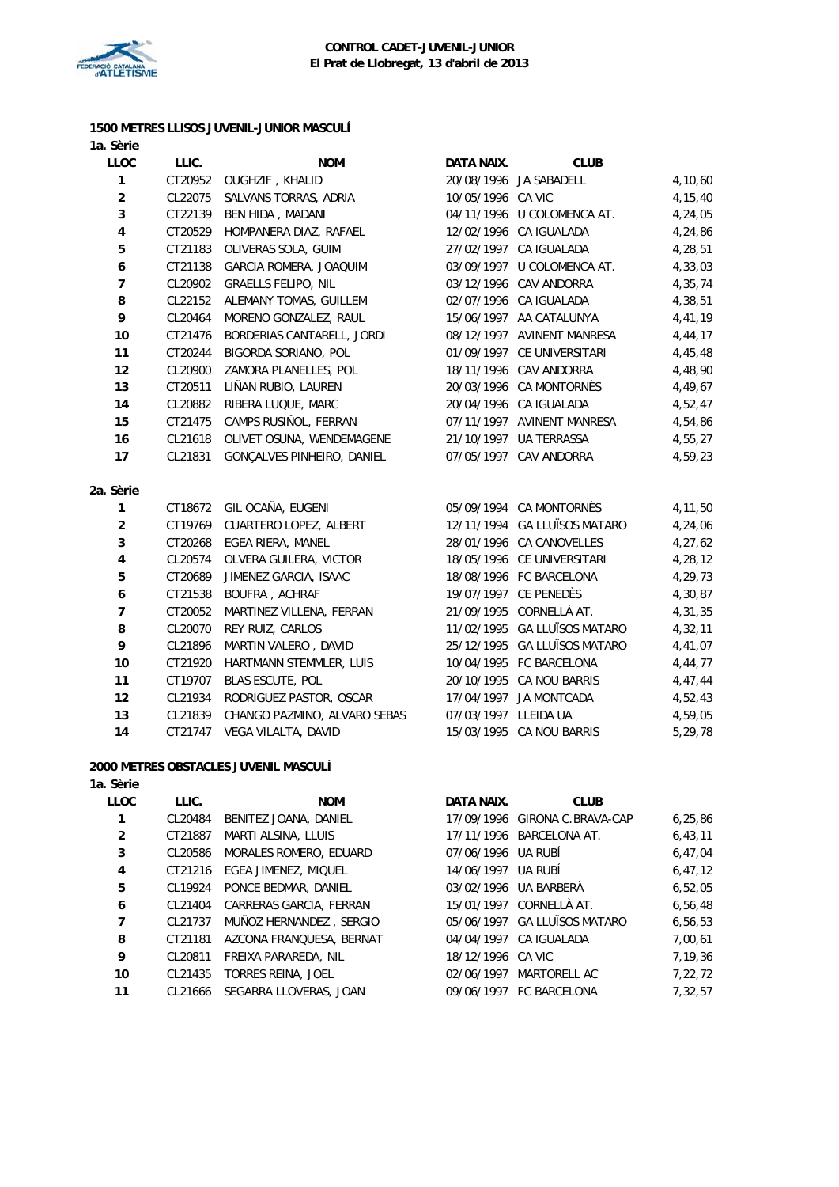**CONTROL CADET-JUVENIL-JUNIOR**
**El Prat de Llobregat, 13 d'abril de 2013**

### 1500 METRES LLISOS JUVENIL-JUNIOR MASCULÍ

**1a. Sèrie**

| LLOC | LLIC. | NOM | DATA NAIX. | CLUB | |
|---|---|---|---|---|---|
| 1 | CT20952 | OUGHZIF , KHALID | 20/08/1996 | JA SABADELL | 4,10,60 |
| 2 | CL22075 | SALVANS TORRAS, ADRIA | 10/05/1996 | CA VIC | 4,15,40 |
| 3 | CT22139 | BEN HIDA , MADANI | 04/11/1996 | U COLOMENCA AT. | 4,24,05 |
| 4 | CT20529 | HOMPANERA DIAZ, RAFAEL | 12/02/1996 | CA IGUALADA | 4,24,86 |
| 5 | CT21183 | OLIVERAS SOLA, GUIM | 27/02/1997 | CA IGUALADA | 4,28,51 |
| 6 | CT21138 | GARCIA ROMERA, JOAQUIM | 03/09/1997 | U COLOMENCA AT. | 4,33,03 |
| 7 | CL20902 | GRAELLS FELIPO, NIL | 03/12/1996 | CAV ANDORRA | 4,35,74 |
| 8 | CL22152 | ALEMANY TOMAS, GUILLEM | 02/07/1996 | CA IGUALADA | 4,38,51 |
| 9 | CL20464 | MORENO GONZALEZ, RAUL | 15/06/1997 | AA CATALUNYA | 4,41,19 |
| 10 | CT21476 | BORDERIAS CANTARELL, JORDI | 08/12/1997 | AVINENT MANRESA | 4,44,17 |
| 11 | CT20244 | BIGORDA SORIANO, POL | 01/09/1997 | CE UNIVERSITARI | 4,45,48 |
| 12 | CL20900 | ZAMORA PLANELLES, POL | 18/11/1996 | CAV ANDORRA | 4,48,90 |
| 13 | CT20511 | LIÑAN RUBIO, LAUREN | 20/03/1996 | CA MONTORNÈS | 4,49,67 |
| 14 | CL20882 | RIBERA LUQUE, MARC | 20/04/1996 | CA IGUALADA | 4,52,47 |
| 15 | CT21475 | CAMPS RUSIÑOL, FERRAN | 07/11/1997 | AVINENT MANRESA | 4,54,86 |
| 16 | CL21618 | OLIVET OSUNA, WENDEMAGENE | 21/10/1997 | UA TERRASSA | 4,55,27 |
| 17 | CL21831 | GONÇALVES PINHEIRO, DANIEL | 07/05/1997 | CAV ANDORRA | 4,59,23 |

**2a. Sèrie**

| LLOC | LLIC. | NOM | DATA NAIX. | CLUB | |
|---|---|---|---|---|---|
| 1 | CT18672 | GIL OCAÑA, EUGENI | 05/09/1994 | CA MONTORNÈS | 4,11,50 |
| 2 | CT19769 | CUARTERO LOPEZ, ALBERT | 12/11/1994 | GA LLUÏSOS MATARO | 4,24,06 |
| 3 | CT20268 | EGEA RIERA, MANEL | 28/01/1996 | CA CANOVELLES | 4,27,62 |
| 4 | CL20574 | OLVERA GUILERA, VICTOR | 18/05/1996 | CE UNIVERSITARI | 4,28,12 |
| 5 | CT20689 | JIMENEZ GARCIA, ISAAC | 18/08/1996 | FC BARCELONA | 4,29,73 |
| 6 | CT21538 | BOUFRA , ACHRAF | 19/07/1997 | CE PENEDÈS | 4,30,87 |
| 7 | CT20052 | MARTINEZ VILLENA, FERRAN | 21/09/1995 | CORNELLÀ AT. | 4,31,35 |
| 8 | CL20070 | REY RUIZ, CARLOS | 11/02/1995 | GA LLUÏSOS MATARO | 4,32,11 |
| 9 | CL21896 | MARTIN VALERO , DAVID | 25/12/1995 | GA LLUÏSOS MATARO | 4,41,07 |
| 10 | CT21920 | HARTMANN STEMMLER, LUIS | 10/04/1995 | FC BARCELONA | 4,44,77 |
| 11 | CT19707 | BLAS ESCUTE, POL | 20/10/1995 | CA NOU BARRIS | 4,47,44 |
| 12 | CL21934 | RODRIGUEZ PASTOR, OSCAR | 17/04/1997 | JA MONTCADA | 4,52,43 |
| 13 | CL21839 | CHANGO PAZMINO, ALVARO SEBAS | 07/03/1997 | LLEIDA UA | 4,59,05 |
| 14 | CT21747 | VEGA VILALTA, DAVID | 15/03/1995 | CA NOU BARRIS | 5,29,78 |

### 2000 METRES OBSTACLES JUVENIL MASCULÍ

**1a. Sèrie**

| LLOC | LLIC. | NOM | DATA NAIX. | CLUB | |
|---|---|---|---|---|---|
| 1 | CL20484 | BENITEZ JOANA, DANIEL | 17/09/1996 | GIRONA C.BRAVA-CAP | 6,25,86 |
| 2 | CT21887 | MARTI ALSINA, LLUIS | 17/11/1996 | BARCELONA AT. | 6,43,11 |
| 3 | CL20586 | MORALES ROMERO, EDUARD | 07/06/1996 | UA RUBÍ | 6,47,04 |
| 4 | CT21216 | EGEA JIMENEZ, MIQUEL | 14/06/1997 | UA RUBÍ | 6,47,12 |
| 5 | CL19924 | PONCE BEDMAR, DANIEL | 03/02/1996 | UA BARBERÀ | 6,52,05 |
| 6 | CL21404 | CARRERAS GARCIA, FERRAN | 15/01/1997 | CORNELLÀ AT. | 6,56,48 |
| 7 | CL21737 | MUÑOZ HERNANDEZ , SERGIO | 05/06/1997 | GA LLUÏSOS MATARO | 6,56,53 |
| 8 | CT21181 | AZCONA FRANQUESA, BERNAT | 04/04/1997 | CA IGUALADA | 7,00,61 |
| 9 | CL20811 | FREIXA PARAREDA, NIL | 18/12/1996 | CA VIC | 7,19,36 |
| 10 | CL21435 | TORRES REINA, JOEL | 02/06/1997 | MARTORELL AC | 7,22,72 |
| 11 | CL21666 | SEGARRA LLOVERAS, JOAN | 09/06/1997 | FC BARCELONA | 7,32,57 |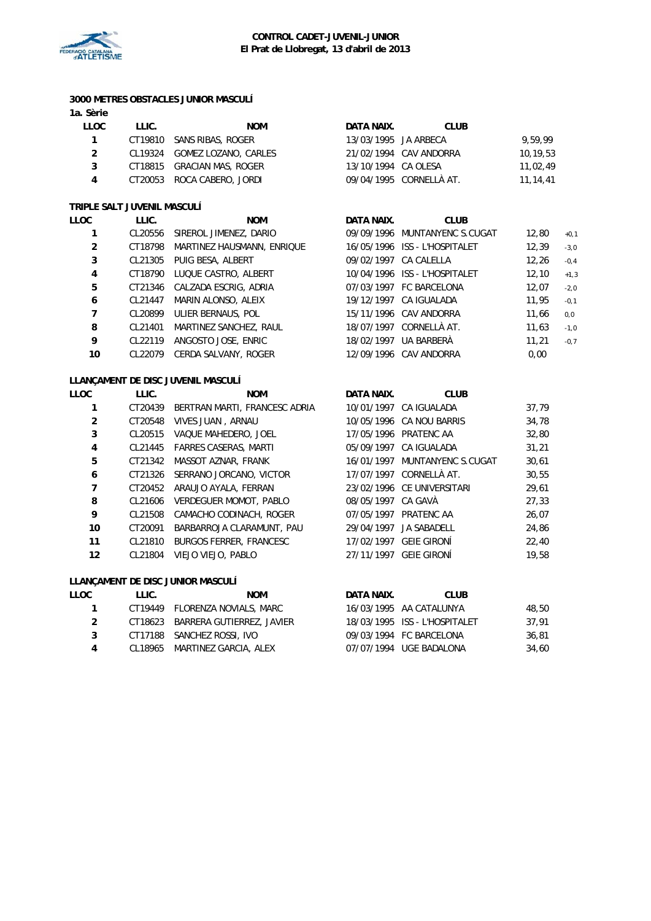**CONTROL CADET-JUVENIL-JUNIOR**
**El Prat de Llobregat, 13 d'abril de 2013**

### 3000 METRES OBSTACLES JUNIOR MASCULÍ

1a. Sèrie

| LLOC | LLIC. | NOM | DATA NAIX. | CLUB | |
|---|---|---|---|---|---|
| 1 | CT19810 | SANS RIBAS, ROGER | 13/03/1995 | JA ARBECA | 9,59,99 |
| 2 | CL19324 | GOMEZ LOZANO, CARLES | 21/02/1994 | CAV ANDORRA | 10,19,53 |
| 3 | CT18815 | GRACIAN MAS, ROGER | 13/10/1994 | CA OLESA | 11,02,49 |
| 4 | CT20053 | ROCA CABERO, JORDI | 09/04/1995 | CORNELLÀ AT. | 11,14,41 |

### TRIPLE SALT JUVENIL MASCULÍ

| LLOC | LLIC. | NOM | DATA NAIX. | CLUB | | |
|---|---|---|---|---|---|---|
| 1 | CL20556 | SIREROL JIMENEZ, DARIO | 09/09/1996 | MUNTANYENC S.CUGAT | 12,80 | +0,1 |
| 2 | CT18798 | MARTINEZ HAUSMANN, ENRIQUE | 16/05/1996 | ISS - L'HOSPITALET | 12,39 | -3,0 |
| 3 | CL21305 | PUIG BESA, ALBERT | 09/02/1997 | CA CALELLA | 12,26 | -0,4 |
| 4 | CT18790 | LUQUE CASTRO, ALBERT | 10/04/1996 | ISS - L'HOSPITALET | 12,10 | +1,3 |
| 5 | CT21346 | CALZADA ESCRIG, ADRIA | 07/03/1997 | FC BARCELONA | 12,07 | -2,0 |
| 6 | CL21447 | MARIN ALONSO, ALEIX | 19/12/1997 | CA IGUALADA | 11,95 | -0,1 |
| 7 | CL20899 | ULIER BERNAUS, POL | 15/11/1996 | CAV ANDORRA | 11,66 | 0,0 |
| 8 | CL21401 | MARTINEZ SANCHEZ, RAUL | 18/07/1997 | CORNELLÀ AT. | 11,63 | -1,0 |
| 9 | CL22119 | ANGOSTO JOSE, ENRIC | 18/02/1997 | UA BARBERÀ | 11,21 | -0,7 |
| 10 | CL22079 | CERDA SALVANY, ROGER | 12/09/1996 | CAV ANDORRA | 0,00 | |

### LLANÇAMENT DE DISC JUVENIL MASCULÍ

| LLOC | LLIC. | NOM | DATA NAIX. | CLUB | |
|---|---|---|---|---|---|
| 1 | CT20439 | BERTRAN MARTI, FRANCESC ADRIA | 10/01/1997 | CA IGUALADA | 37,79 |
| 2 | CT20548 | VIVES JUAN , ARNAU | 10/05/1996 | CA NOU BARRIS | 34,78 |
| 3 | CL20515 | VAQUE MAHEDERO, JOEL | 17/05/1996 | PRATENC AA | 32,80 |
| 4 | CL21445 | FARRES CASERAS, MARTI | 05/09/1997 | CA IGUALADA | 31,21 |
| 5 | CT21342 | MASSOT AZNAR, FRANK | 16/01/1997 | MUNTANYENC S.CUGAT | 30,61 |
| 6 | CT21326 | SERRANO JORCANO, VICTOR | 17/07/1997 | CORNELLÀ AT. | 30,55 |
| 7 | CT20452 | ARAUJO AYALA, FERRAN | 23/02/1996 | CE UNIVERSITARI | 29,61 |
| 8 | CL21606 | VERDEGUER MOMOT, PABLO | 08/05/1997 | CA GAVÀ | 27,33 |
| 9 | CL21508 | CAMACHO CODINACH, ROGER | 07/05/1997 | PRATENC AA | 26,07 |
| 10 | CT20091 | BARBARROJA CLARAMUNT, PAU | 29/04/1997 | JA SABADELL | 24,86 |
| 11 | CL21810 | BURGOS FERRER, FRANCESC | 17/02/1997 | GEIE GIRONÍ | 22,40 |
| 12 | CL21804 | VIEJO VIEJO, PABLO | 27/11/1997 | GEIE GIRONÍ | 19,58 |

### LLANÇAMENT DE DISC JUNIOR MASCULÍ

| LLOC | LLIC. | NOM | DATA NAIX. | CLUB | |
|---|---|---|---|---|---|
| 1 | CT19449 | FLORENZA NOVIALS, MARC | 16/03/1995 | AA CATALUNYA | 48,50 |
| 2 | CT18623 | BARRERA GUTIERREZ, JAVIER | 18/03/1995 | ISS - L'HOSPITALET | 37,91 |
| 3 | CT17188 | SANCHEZ ROSSI, IVO | 09/03/1994 | FC BARCELONA | 36,81 |
| 4 | CL18965 | MARTINEZ GARCIA, ALEX | 07/07/1994 | UGE BADALONA | 34,60 |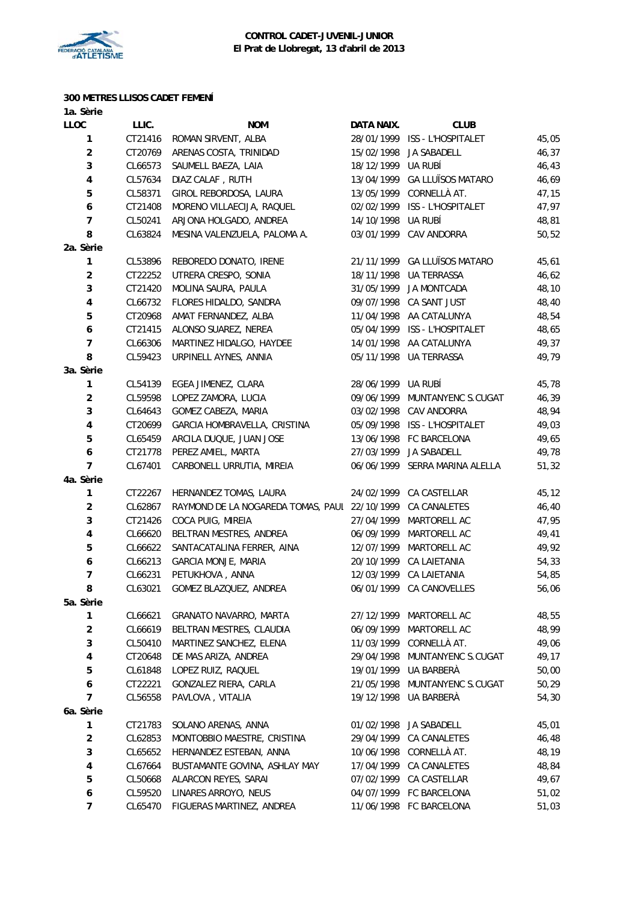**CONTROL CADET-JUVENIL-JUNIOR**
**El Prat de Llobregat, 13 d'abril de 2013**

### 300 METRES LLISOS CADET FEMENÍ

| LLOC | LLIC. | NOM | DATA NAIX. | CLUB | |
|---|---|---|---|---|---|
| **1a. Sèrie** | | | | | |
| 1 | CT21416 | ROMAN SIRVENT, ALBA | 28/01/1999 | ISS - L'HOSPITALET | 45,05 |
| 2 | CT20769 | ARENAS COSTA, TRINIDAD | 15/02/1998 | JA SABADELL | 46,37 |
| 3 | CL66573 | SAUMELL BAEZA, LAIA | 18/12/1999 | UA RUBÍ | 46,43 |
| 4 | CL57634 | DIAZ CALAF , RUTH | 13/04/1999 | GA LLUÏSOS MATARO | 46,69 |
| 5 | CL58371 | GIROL REBORDOSA, LAURA | 13/05/1999 | CORNELLÀ AT. | 47,15 |
| 6 | CT21408 | MORENO VILLAECIJA, RAQUEL | 02/02/1999 | ISS - L'HOSPITALET | 47,97 |
| 7 | CL50241 | ARJONA HOLGADO, ANDREA | 14/10/1998 | UA RUBÍ | 48,81 |
| 8 | CL63824 | MESINA VALENZUELA, PALOMA A. | 03/01/1999 | CAV ANDORRA | 50,52 |
| **2a. Sèrie** | | | | | |
| 1 | CL53896 | REBOREDO DONATO, IRENE | 21/11/1999 | GA LLUÏSOS MATARO | 45,61 |
| 2 | CT22252 | UTRERA CRESPO, SONIA | 18/11/1998 | UA TERRASSA | 46,62 |
| 3 | CT21420 | MOLINA SAURA, PAULA | 31/05/1999 | JA MONTCADA | 48,10 |
| 4 | CL66732 | FLORES HIDALDO, SANDRA | 09/07/1998 | CA SANT JUST | 48,40 |
| 5 | CT20968 | AMAT FERNANDEZ, ALBA | 11/04/1998 | AA CATALUNYA | 48,54 |
| 6 | CT21415 | ALONSO SUAREZ, NEREA | 05/04/1999 | ISS - L'HOSPITALET | 48,65 |
| 7 | CL66306 | MARTINEZ HIDALGO, HAYDEE | 14/01/1998 | AA CATALUNYA | 49,37 |
| 8 | CL59423 | URPINELL AYNES, ANNIA | 05/11/1998 | UA TERRASSA | 49,79 |
| **3a. Sèrie** | | | | | |
| 1 | CL54139 | EGEA JIMENEZ, CLARA | 28/06/1999 | UA RUBÍ | 45,78 |
| 2 | CL59598 | LOPEZ ZAMORA, LUCIA | 09/06/1999 | MUNTANYENC S.CUGAT | 46,39 |
| 3 | CL64643 | GOMEZ CABEZA, MARIA | 03/02/1998 | CAV ANDORRA | 48,94 |
| 4 | CT20699 | GARCIA HOMBRAVELLA, CRISTINA | 05/09/1998 | ISS - L'HOSPITALET | 49,03 |
| 5 | CL65459 | ARCILA DUQUE, JUAN JOSE | 13/06/1998 | FC BARCELONA | 49,65 |
| 6 | CT21778 | PEREZ AMIEL, MARTA | 27/03/1999 | JA SABADELL | 49,78 |
| 7 | CL67401 | CARBONELL URRUTIA, MIREIA | 06/06/1999 | SERRA MARINA ALELLA | 51,32 |
| **4a. Sèrie** | | | | | |
| 1 | CT22267 | HERNANDEZ TOMAS, LAURA | 24/02/1999 | CA CASTELLAR | 45,12 |
| 2 | CL62867 | RAYMOND DE LA NOGAREDA TOMAS, PAUL | 22/10/1999 | CA CANALETES | 46,40 |
| 3 | CT21426 | COCA PUIG, MIREIA | 27/04/1999 | MARTORELL AC | 47,95 |
| 4 | CL66620 | BELTRAN MESTRES, ANDREA | 06/09/1999 | MARTORELL AC | 49,41 |
| 5 | CL66622 | SANTACATALINA FERRER, AINA | 12/07/1999 | MARTORELL AC | 49,92 |
| 6 | CL66213 | GARCIA MONJE, MARIA | 20/10/1999 | CA LAIETANIA | 54,33 |
| 7 | CL66231 | PETUKHOVA , ANNA | 12/03/1999 | CA LAIETANIA | 54,85 |
| 8 | CL63021 | GOMEZ BLAZQUEZ, ANDREA | 06/01/1999 | CA CANOVELLES | 56,06 |
| **5a. Sèrie** | | | | | |
| 1 | CL66621 | GRANATO NAVARRO, MARTA | 27/12/1999 | MARTORELL AC | 48,55 |
| 2 | CL66619 | BELTRAN MESTRES, CLAUDIA | 06/09/1999 | MARTORELL AC | 48,99 |
| 3 | CL50410 | MARTINEZ SANCHEZ, ELENA | 11/03/1999 | CORNELLÀ AT. | 49,06 |
| 4 | CT20648 | DE MAS ARIZA, ANDREA | 29/04/1998 | MUNTANYENC S.CUGAT | 49,17 |
| 5 | CL61848 | LOPEZ RUIZ, RAQUEL | 19/01/1999 | UA BARBERÀ | 50,00 |
| 6 | CT22221 | GONZALEZ RIERA, CARLA | 21/05/1998 | MUNTANYENC S.CUGAT | 50,29 |
| 7 | CL56558 | PAVLOVA , VITALIA | 19/12/1998 | UA BARBERÀ | 54,30 |
| **6a. Sèrie** | | | | | |
| 1 | CT21783 | SOLANO ARENAS, ANNA | 01/02/1998 | JA SABADELL | 45,01 |
| 2 | CL62853 | MONTOBBIO MAESTRE, CRISTINA | 29/04/1999 | CA CANALETES | 46,48 |
| 3 | CL65652 | HERNANDEZ ESTEBAN, ANNA | 10/06/1998 | CORNELLÀ AT. | 48,19 |
| 4 | CL67664 | BUSTAMANTE GOVINA, ASHLAY MAY | 17/04/1999 | CA CANALETES | 48,84 |
| 5 | CL50668 | ALARCON REYES, SARAI | 07/02/1999 | CA CASTELLAR | 49,67 |
| 6 | CL59520 | LINARES ARROYO, NEUS | 04/07/1999 | FC BARCELONA | 51,02 |
| 7 | CL65470 | FIGUERAS MARTINEZ, ANDREA | 11/06/1998 | FC BARCELONA | 51,03 |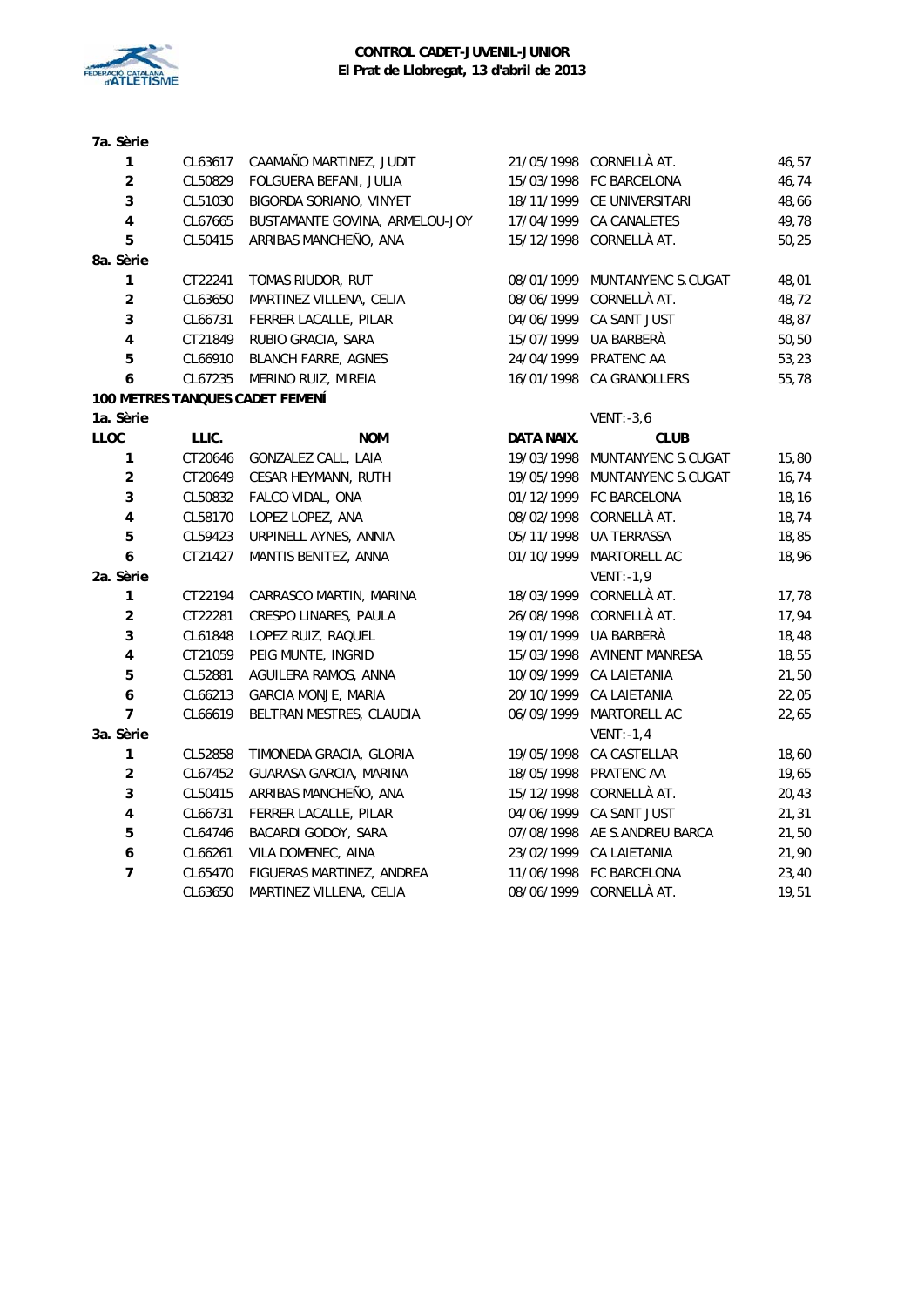**CONTROL CADET-JUVENIL-JUNIOR**
**El Prat de Llobregat, 13 d'abril de 2013**

**7a. Sèrie**

| | | | | | |
|---|---|---|---|---|---|
| 1 | CL63617 | CAAMAÑO MARTINEZ, JUDIT | 21/05/1998 | CORNELLÀ AT. | 46,57 |
| 2 | CL50829 | FOLGUERA BEFANI, JULIA | 15/03/1998 | FC BARCELONA | 46,74 |
| 3 | CL51030 | BIGORDA SORIANO, VINYET | 18/11/1999 | CE UNIVERSITARI | 48,66 |
| 4 | CL67665 | BUSTAMANTE GOVINA, ARMELOU-JOY | 17/04/1999 | CA CANALETES | 49,78 |
| 5 | CL50415 | ARRIBAS MANCHEÑO, ANA | 15/12/1998 | CORNELLÀ AT. | 50,25 |

**8a. Sèrie**

| | | | | | |
|---|---|---|---|---|---|
| 1 | CT22241 | TOMAS RIUDOR, RUT | 08/01/1999 | MUNTANYENC S.CUGAT | 48,01 |
| 2 | CL63650 | MARTINEZ VILLENA, CELIA | 08/06/1999 | CORNELLÀ AT. | 48,72 |
| 3 | CL66731 | FERRER LACALLE, PILAR | 04/06/1999 | CA SANT JUST | 48,87 |
| 4 | CT21849 | RUBIO GRACIA, SARA | 15/07/1999 | UA BARBERÀ | 50,50 |
| 5 | CL66910 | BLANCH FARRE, AGNES | 24/04/1999 | PRATENC AA | 53,23 |
| 6 | CL67235 | MERINO RUIZ, MIREIA | 16/01/1998 | CA GRANOLLERS | 55,78 |

**100 METRES TANQUES CADET FEMENÍ**

**1a. Sèrie** — VENT: -3,6

| LLOC | LLIC. | NOM | DATA NAIX. | CLUB | |
|---|---|---|---|---|---|
| 1 | CT20646 | GONZALEZ CALL, LAIA | 19/03/1998 | MUNTANYENC S.CUGAT | 15,80 |
| 2 | CT20649 | CESAR HEYMANN, RUTH | 19/05/1998 | MUNTANYENC S.CUGAT | 16,74 |
| 3 | CL50832 | FALCO VIDAL, ONA | 01/12/1999 | FC BARCELONA | 18,16 |
| 4 | CL58170 | LOPEZ LOPEZ, ANA | 08/02/1998 | CORNELLÀ AT. | 18,74 |
| 5 | CL59423 | URPINELL AYNES, ANNIA | 05/11/1998 | UA TERRASSA | 18,85 |
| 6 | CT21427 | MANTIS BENITEZ, ANNA | 01/10/1999 | MARTORELL AC | 18,96 |

**2a. Sèrie** — VENT: -1,9

| | | | | | |
|---|---|---|---|---|---|
| 1 | CT22194 | CARRASCO MARTIN, MARINA | 18/03/1999 | CORNELLÀ AT. | 17,78 |
| 2 | CT22281 | CRESPO LINARES, PAULA | 26/08/1998 | CORNELLÀ AT. | 17,94 |
| 3 | CL61848 | LOPEZ RUIZ, RAQUEL | 19/01/1999 | UA BARBERÀ | 18,48 |
| 4 | CT21059 | PEIG MUNTE, INGRID | 15/03/1998 | AVINENT MANRESA | 18,55 |
| 5 | CL52881 | AGUILERA RAMOS, ANNA | 10/09/1999 | CA LAIETANIA | 21,50 |
| 6 | CL66213 | GARCIA MONJE, MARIA | 20/10/1999 | CA LAIETANIA | 22,05 |
| 7 | CL66619 | BELTRAN MESTRES, CLAUDIA | 06/09/1999 | MARTORELL AC | 22,65 |

**3a. Sèrie** — VENT: -1,4

| | | | | | |
|---|---|---|---|---|---|
| 1 | CL52858 | TIMONEDA GRACIA, GLORIA | 19/05/1998 | CA CASTELLAR | 18,60 |
| 2 | CL67452 | GUARASA GARCIA, MARINA | 18/05/1998 | PRATENC AA | 19,65 |
| 3 | CL50415 | ARRIBAS MANCHEÑO, ANA | 15/12/1998 | CORNELLÀ AT. | 20,43 |
| 4 | CL66731 | FERRER LACALLE, PILAR | 04/06/1999 | CA SANT JUST | 21,31 |
| 5 | CL64746 | BACARDI GODOY, SARA | 07/08/1998 | AE S.ANDREU BARCA | 21,50 |
| 6 | CL66261 | VILA DOMENEC, AINA | 23/02/1999 | CA LAIETANIA | 21,90 |
| 7 | CL65470 | FIGUERAS MARTINEZ, ANDREA | 11/06/1998 | FC BARCELONA | 23,40 |
| | CL63650 | MARTINEZ VILLENA, CELIA | 08/06/1999 | CORNELLÀ AT. | 19,51 |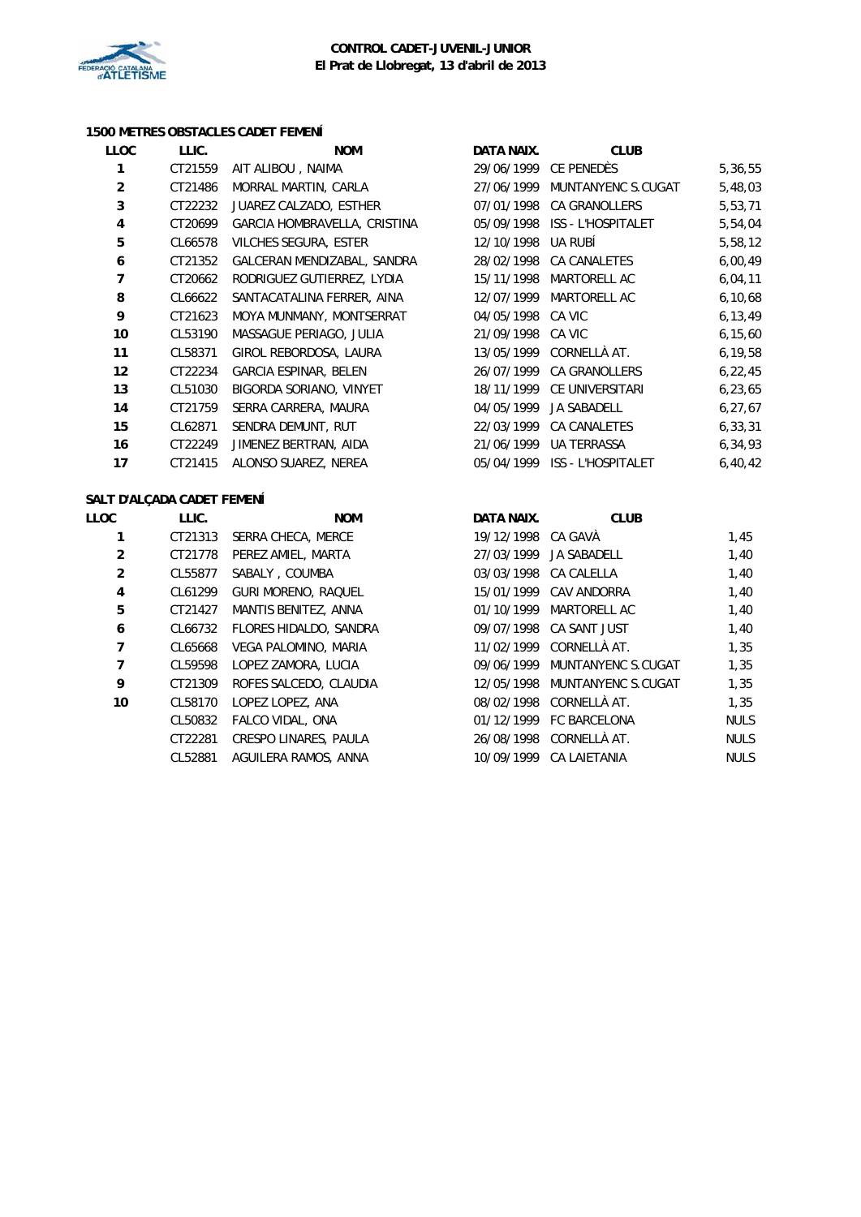**CONTROL CADET-JUVENIL-JUNIOR**
**El Prat de Llobregat, 13 d'abril de 2013**

### 1500 METRES OBSTACLES CADET FEMENÍ

| LLOC | LLIC. | NOM | DATA NAIX. | CLUB | |
|---|---|---|---|---|---|
| 1 | CT21559 | AIT ALIBOU , NAIMA | 29/06/1999 | CE PENEDÈS | 5,36,55 |
| 2 | CT21486 | MORRAL MARTIN, CARLA | 27/06/1999 | MUNTANYENC S.CUGAT | 5,48,03 |
| 3 | CT22232 | JUAREZ CALZADO, ESTHER | 07/01/1998 | CA GRANOLLERS | 5,53,71 |
| 4 | CT20699 | GARCIA HOMBRAVELLA, CRISTINA | 05/09/1998 | ISS - L'HOSPITALET | 5,54,04 |
| 5 | CL66578 | VILCHES SEGURA, ESTER | 12/10/1998 | UA RUBÍ | 5,58,12 |
| 6 | CT21352 | GALCERAN MENDIZABAL, SANDRA | 28/02/1998 | CA CANALETES | 6,00,49 |
| 7 | CT20662 | RODRIGUEZ GUTIERREZ, LYDIA | 15/11/1998 | MARTORELL AC | 6,04,11 |
| 8 | CL66622 | SANTACATALINA FERRER, AINA | 12/07/1999 | MARTORELL AC | 6,10,68 |
| 9 | CT21623 | MOYA MUNMANY, MONTSERRAT | 04/05/1998 | CA VIC | 6,13,49 |
| 10 | CL53190 | MASSAGUE PERIAGO, JULIA | 21/09/1998 | CA VIC | 6,15,60 |
| 11 | CL58371 | GIROL REBORDOSA, LAURA | 13/05/1999 | CORNELLÀ AT. | 6,19,58 |
| 12 | CT22234 | GARCIA ESPINAR, BELEN | 26/07/1999 | CA GRANOLLERS | 6,22,45 |
| 13 | CL51030 | BIGORDA SORIANO, VINYET | 18/11/1999 | CE UNIVERSITARI | 6,23,65 |
| 14 | CT21759 | SERRA CARRERA, MAURA | 04/05/1999 | JA SABADELL | 6,27,67 |
| 15 | CL62871 | SENDRA DEMUNT, RUT | 22/03/1999 | CA CANALETES | 6,33,31 |
| 16 | CT22249 | JIMENEZ BERTRAN, AIDA | 21/06/1999 | UA TERRASSA | 6,34,93 |
| 17 | CT21415 | ALONSO SUAREZ, NEREA | 05/04/1999 | ISS - L'HOSPITALET | 6,40,42 |

### SALT D'ALÇADA CADET FEMENÍ

| LLOC | LLIC. | NOM | DATA NAIX. | CLUB | |
|---|---|---|---|---|---|
| 1 | CT21313 | SERRA CHECA, MERCE | 19/12/1998 | CA GAVÀ | 1,45 |
| 2 | CT21778 | PEREZ AMIEL, MARTA | 27/03/1999 | JA SABADELL | 1,40 |
| 2 | CL55877 | SABALY , COUMBA | 03/03/1998 | CA CALELLA | 1,40 |
| 4 | CL61299 | GURI MORENO, RAQUEL | 15/01/1999 | CAV ANDORRA | 1,40 |
| 5 | CT21427 | MANTIS BENITEZ, ANNA | 01/10/1999 | MARTORELL AC | 1,40 |
| 6 | CL66732 | FLORES HIDALDO, SANDRA | 09/07/1998 | CA SANT JUST | 1,40 |
| 7 | CL65668 | VEGA PALOMINO, MARIA | 11/02/1999 | CORNELLÀ AT. | 1,35 |
| 7 | CL59598 | LOPEZ ZAMORA, LUCIA | 09/06/1999 | MUNTANYENC S.CUGAT | 1,35 |
| 9 | CT21309 | ROFES SALCEDO, CLAUDIA | 12/05/1998 | MUNTANYENC S.CUGAT | 1,35 |
| 10 | CL58170 | LOPEZ LOPEZ, ANA | 08/02/1998 | CORNELLÀ AT. | 1,35 |
| | CL50832 | FALCO VIDAL, ONA | 01/12/1999 | FC BARCELONA | NULS |
| | CT22281 | CRESPO LINARES, PAULA | 26/08/1998 | CORNELLÀ AT. | NULS |
| | CL52881 | AGUILERA RAMOS, ANNA | 10/09/1999 | CA LAIETANIA | NULS |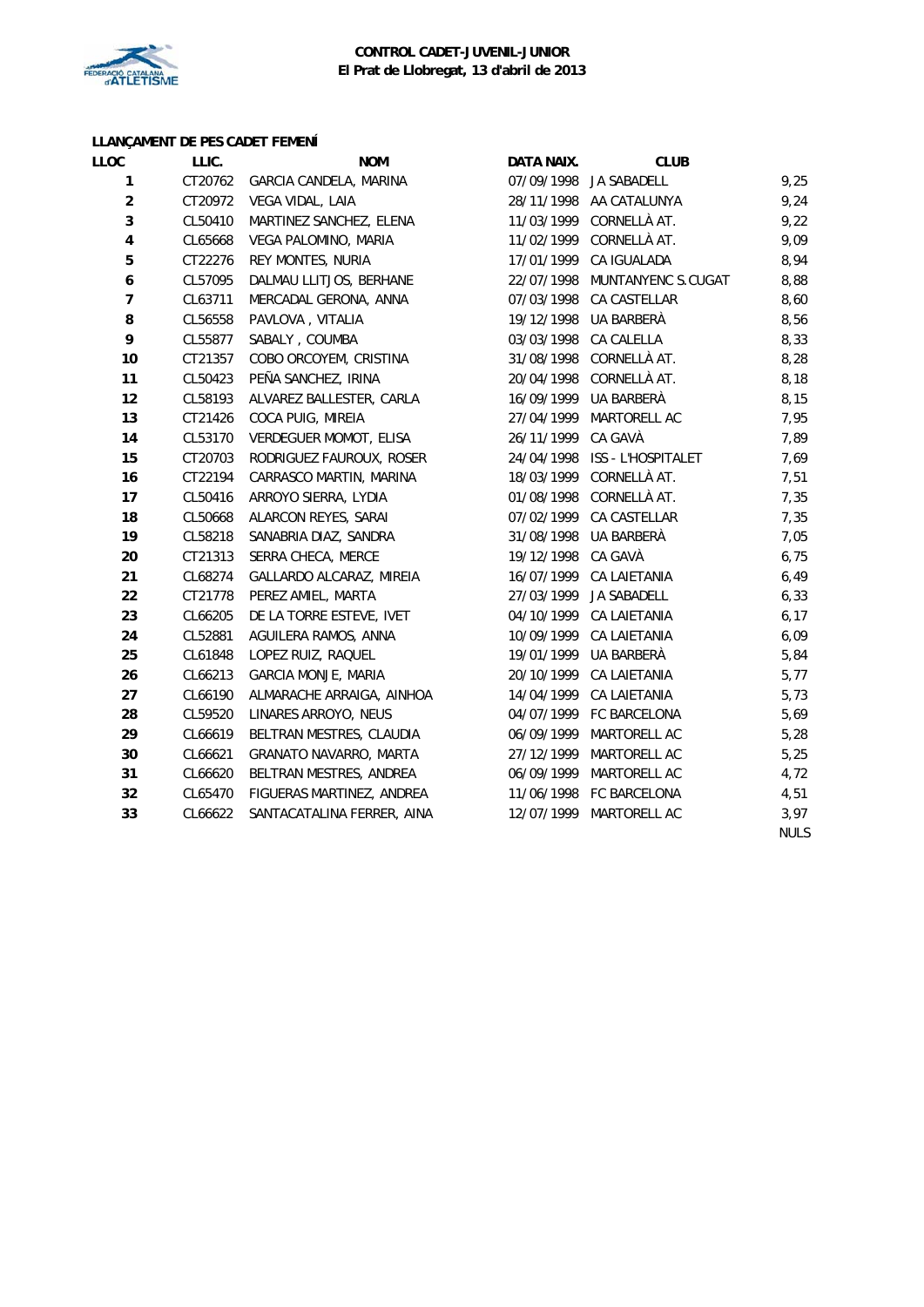**CONTROL CADET-JUVENIL-JUNIOR**
**El Prat de Llobregat, 13 d'abril de 2013**

### LLANÇAMENT DE PES CADET FEMENÍ

| LLOC | LLIC. | NOM | DATA NAIX. | CLUB | |
|---|---|---|---|---|---|
| 1 | CT20762 | GARCIA CANDELA, MARINA | 07/09/1998 | JA SABADELL | 9,25 |
| 2 | CT20972 | VEGA VIDAL, LAIA | 28/11/1998 | AA CATALUNYA | 9,24 |
| 3 | CL50410 | MARTINEZ SANCHEZ, ELENA | 11/03/1999 | CORNELLÀ AT. | 9,22 |
| 4 | CL65668 | VEGA PALOMINO, MARIA | 11/02/1999 | CORNELLÀ AT. | 9,09 |
| 5 | CT22276 | REY MONTES, NURIA | 17/01/1999 | CA IGUALADA | 8,94 |
| 6 | CL57095 | DALMAU LLITJOS, BERHANE | 22/07/1998 | MUNTANYENC S.CUGAT | 8,88 |
| 7 | CL63711 | MERCADAL GERONA, ANNA | 07/03/1998 | CA CASTELLAR | 8,60 |
| 8 | CL56558 | PAVLOVA , VITALIA | 19/12/1998 | UA BARBERÀ | 8,56 |
| 9 | CL55877 | SABALY , COUMBA | 03/03/1998 | CA CALELLA | 8,33 |
| 10 | CT21357 | COBO ORCOYEM, CRISTINA | 31/08/1998 | CORNELLÀ AT. | 8,28 |
| 11 | CL50423 | PEÑA SANCHEZ, IRINA | 20/04/1998 | CORNELLÀ AT. | 8,18 |
| 12 | CL58193 | ALVAREZ BALLESTER, CARLA | 16/09/1999 | UA BARBERÀ | 8,15 |
| 13 | CT21426 | COCA PUIG, MIREIA | 27/04/1999 | MARTORELL AC | 7,95 |
| 14 | CL53170 | VERDEGUER MOMOT, ELISA | 26/11/1999 | CA GAVÀ | 7,89 |
| 15 | CT20703 | RODRIGUEZ FAUROUX, ROSER | 24/04/1998 | ISS - L'HOSPITALET | 7,69 |
| 16 | CT22194 | CARRASCO MARTIN, MARINA | 18/03/1999 | CORNELLÀ AT. | 7,51 |
| 17 | CL50416 | ARROYO SIERRA, LYDIA | 01/08/1998 | CORNELLÀ AT. | 7,35 |
| 18 | CL50668 | ALARCON REYES, SARAI | 07/02/1999 | CA CASTELLAR | 7,35 |
| 19 | CL58218 | SANABRIA DIAZ, SANDRA | 31/08/1998 | UA BARBERÀ | 7,05 |
| 20 | CT21313 | SERRA CHECA, MERCE | 19/12/1998 | CA GAVÀ | 6,75 |
| 21 | CL68274 | GALLARDO ALCARAZ, MIREIA | 16/07/1999 | CA LAIETANIA | 6,49 |
| 22 | CT21778 | PEREZ AMIEL, MARTA | 27/03/1999 | JA SABADELL | 6,33 |
| 23 | CL66205 | DE LA TORRE ESTEVE, IVET | 04/10/1999 | CA LAIETANIA | 6,17 |
| 24 | CL52881 | AGUILERA RAMOS, ANNA | 10/09/1999 | CA LAIETANIA | 6,09 |
| 25 | CL61848 | LOPEZ RUIZ, RAQUEL | 19/01/1999 | UA BARBERÀ | 5,84 |
| 26 | CL66213 | GARCIA MONJE, MARIA | 20/10/1999 | CA LAIETANIA | 5,77 |
| 27 | CL66190 | ALMARACHE ARRAIGA, AINHOA | 14/04/1999 | CA LAIETANIA | 5,73 |
| 28 | CL59520 | LINARES ARROYO, NEUS | 04/07/1999 | FC BARCELONA | 5,69 |
| 29 | CL66619 | BELTRAN MESTRES, CLAUDIA | 06/09/1999 | MARTORELL AC | 5,28 |
| 30 | CL66621 | GRANATO NAVARRO, MARTA | 27/12/1999 | MARTORELL AC | 5,25 |
| 31 | CL66620 | BELTRAN MESTRES, ANDREA | 06/09/1999 | MARTORELL AC | 4,72 |
| 32 | CL65470 | FIGUERAS MARTINEZ, ANDREA | 11/06/1998 | FC BARCELONA | 4,51 |
| 33 | CL66622 | SANTACATALINA FERRER, AINA | 12/07/1999 | MARTORELL AC | 3,97 |
| | | | | | NULS |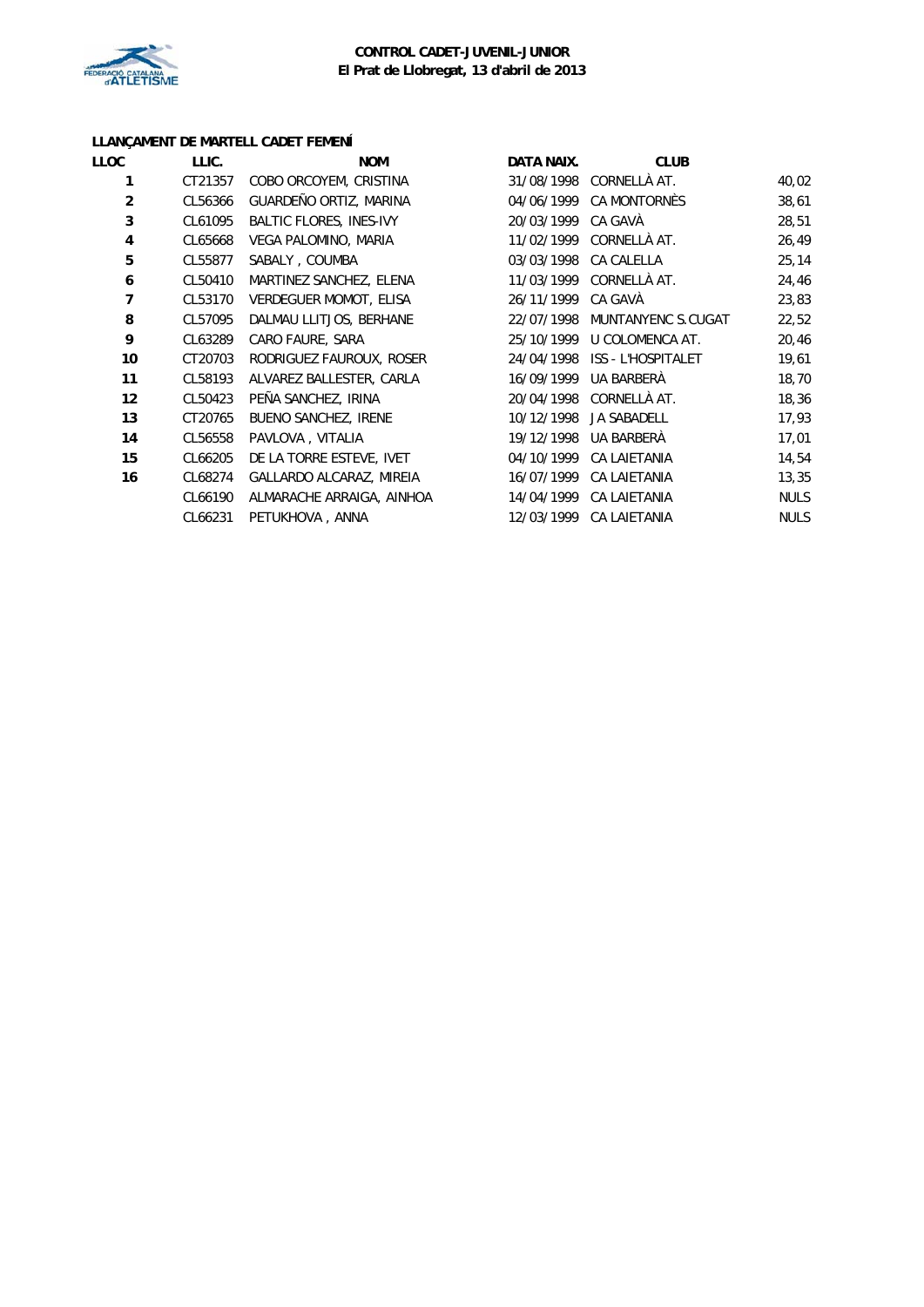**CONTROL CADET-JUVENIL-JUNIOR**
**El Prat de Llobregat, 13 d'abril de 2013**

**LLANÇAMENT DE MARTELL CADET FEMENÍ**

| LLOC | LLIC. | NOM | DATA NAIX. | CLUB | |
|---|---|---|---|---|---|
| 1 | CT21357 | COBO ORCOYEM, CRISTINA | 31/08/1998 | CORNELLÀ AT. | 40,02 |
| 2 | CL56366 | GUARDEÑO ORTIZ, MARINA | 04/06/1999 | CA MONTORNÈS | 38,61 |
| 3 | CL61095 | BALTIC FLORES, INES-IVY | 20/03/1999 | CA GAVÀ | 28,51 |
| 4 | CL65668 | VEGA PALOMINO, MARIA | 11/02/1999 | CORNELLÀ AT. | 26,49 |
| 5 | CL55877 | SABALY , COUMBA | 03/03/1998 | CA CALELLA | 25,14 |
| 6 | CL50410 | MARTINEZ SANCHEZ, ELENA | 11/03/1999 | CORNELLÀ AT. | 24,46 |
| 7 | CL53170 | VERDEGUER MOMOT, ELISA | 26/11/1999 | CA GAVÀ | 23,83 |
| 8 | CL57095 | DALMAU LLITJOS, BERHANE | 22/07/1998 | MUNTANYENC S.CUGAT | 22,52 |
| 9 | CL63289 | CARO FAURE, SARA | 25/10/1999 | U COLOMENCA AT. | 20,46 |
| 10 | CT20703 | RODRIGUEZ FAUROUX, ROSER | 24/04/1998 | ISS - L'HOSPITALET | 19,61 |
| 11 | CL58193 | ALVAREZ BALLESTER, CARLA | 16/09/1999 | UA BARBERÀ | 18,70 |
| 12 | CL50423 | PEÑA SANCHEZ, IRINA | 20/04/1998 | CORNELLÀ AT. | 18,36 |
| 13 | CT20765 | BUENO SANCHEZ, IRENE | 10/12/1998 | JA SABADELL | 17,93 |
| 14 | CL56558 | PAVLOVA , VITALIA | 19/12/1998 | UA BARBERÀ | 17,01 |
| 15 | CL66205 | DE LA TORRE ESTEVE, IVET | 04/10/1999 | CA LAIETANIA | 14,54 |
| 16 | CL68274 | GALLARDO ALCARAZ, MIREIA | 16/07/1999 | CA LAIETANIA | 13,35 |
| | CL66190 | ALMARACHE ARRAIGA, AINHOA | 14/04/1999 | CA LAIETANIA | NULS |
| | CL66231 | PETUKHOVA , ANNA | 12/03/1999 | CA LAIETANIA | NULS |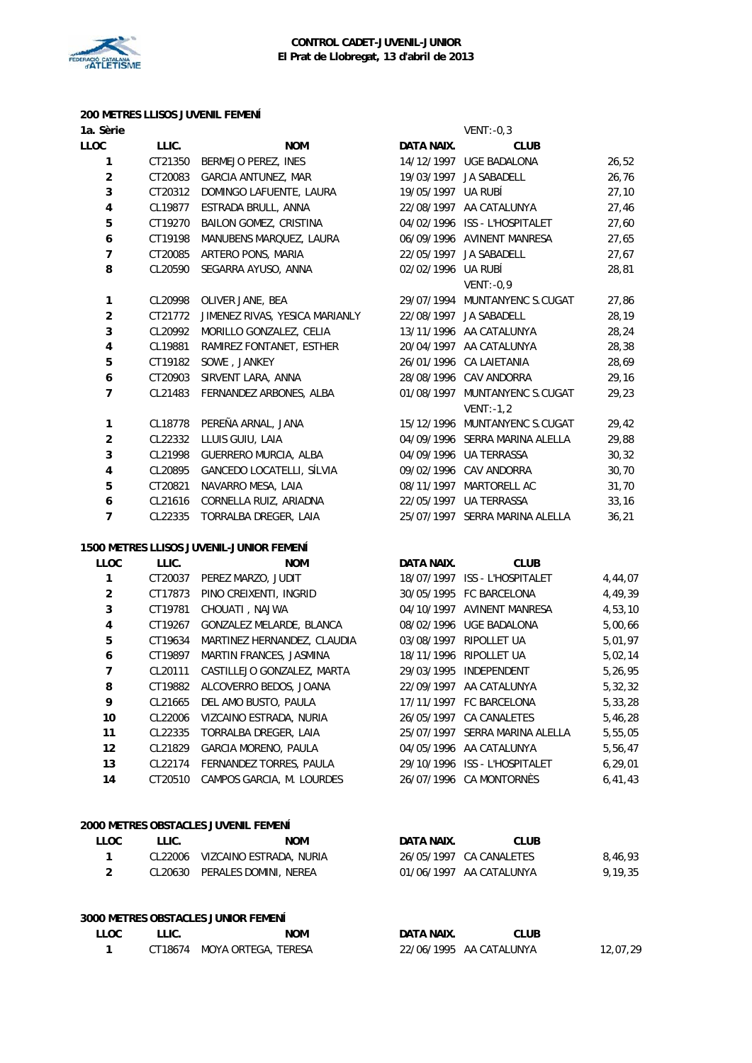**CONTROL CADET-JUVENIL-JUNIOR**
**El Prat de Llobregat, 13 d'abril de 2013**

## 200 METRES LLISOS JUVENIL FEMENÍ

**1a. Sèrie** — VENT: -0,3

| LLOC | LLIC. | NOM | DATA NAIX. | CLUB | |
|---|---|---|---|---|---|
| 1 | CT21350 | BERMEJO PEREZ, INES | 14/12/1997 | UGE BADALONA | 26,52 |
| 2 | CT20083 | GARCIA ANTUNEZ, MAR | 19/03/1997 | JA SABADELL | 26,76 |
| 3 | CT20312 | DOMINGO LAFUENTE, LAURA | 19/05/1997 | UA RUBÍ | 27,10 |
| 4 | CL19877 | ESTRADA BRULL, ANNA | 22/08/1997 | AA CATALUNYA | 27,46 |
| 5 | CT19270 | BAILON GOMEZ, CRISTINA | 04/02/1996 | ISS - L'HOSPITALET | 27,60 |
| 6 | CT19198 | MANUBENS MARQUEZ, LAURA | 06/09/1996 | AVINENT MANRESA | 27,65 |
| 7 | CT20085 | ARTERO PONS, MARIA | 22/05/1997 | JA SABADELL | 27,67 |
| 8 | CL20590 | SEGARRA AYUSO, ANNA | 02/02/1996 | UA RUBÍ | 28,81 |

VENT: -0,9

| LLOC | LLIC. | NOM | DATA NAIX. | CLUB | |
|---|---|---|---|---|---|
| 1 | CL20998 | OLIVER JANE, BEA | 29/07/1994 | MUNTANYENC S.CUGAT | 27,86 |
| 2 | CT21772 | JIMENEZ RIVAS, YESICA MARIANLY | 22/08/1997 | JA SABADELL | 28,19 |
| 3 | CL20992 | MORILLO GONZALEZ, CELIA | 13/11/1996 | AA CATALUNYA | 28,24 |
| 4 | CL19881 | RAMIREZ FONTANET, ESTHER | 20/04/1997 | AA CATALUNYA | 28,38 |
| 5 | CT19182 | SOWE , JANKEY | 26/01/1996 | CA LAIETANIA | 28,69 |
| 6 | CT20903 | SIRVENT LARA, ANNA | 28/08/1996 | CAV ANDORRA | 29,16 |
| 7 | CL21483 | FERNANDEZ ARBONES, ALBA | 01/08/1997 | MUNTANYENC S.CUGAT | 29,23 |

VENT: -1,2

| LLOC | LLIC. | NOM | DATA NAIX. | CLUB | |
|---|---|---|---|---|---|
| 1 | CL18778 | PEREÑA ARNAL, JANA | 15/12/1996 | MUNTANYENC S.CUGAT | 29,42 |
| 2 | CL22332 | LLUIS GUIU, LAIA | 04/09/1996 | SERRA MARINA ALELLA | 29,88 |
| 3 | CL21998 | GUERRERO MURCIA, ALBA | 04/09/1996 | UA TERRASSA | 30,32 |
| 4 | CL20895 | GANCEDO LOCATELLI, SÍLVIA | 09/02/1996 | CAV ANDORRA | 30,70 |
| 5 | CT20821 | NAVARRO MESA, LAIA | 08/11/1997 | MARTORELL AC | 31,70 |
| 6 | CL21616 | CORNELLA RUIZ, ARIADNA | 22/05/1997 | UA TERRASSA | 33,16 |
| 7 | CL22335 | TORRALBA DREGER, LAIA | 25/07/1997 | SERRA MARINA ALELLA | 36,21 |

## 1500 METRES LLISOS JUVENIL-JUNIOR FEMENÍ

| LLOC | LLIC. | NOM | DATA NAIX. | CLUB | |
|---|---|---|---|---|---|
| 1 | CT20037 | PEREZ MARZO, JUDIT | 18/07/1997 | ISS - L'HOSPITALET | 4,44,07 |
| 2 | CT17873 | PINO CREIXENTI, INGRID | 30/05/1995 | FC BARCELONA | 4,49,39 |
| 3 | CT19781 | CHOUATI , NAJWA | 04/10/1997 | AVINENT MANRESA | 4,53,10 |
| 4 | CT19267 | GONZALEZ MELARDE, BLANCA | 08/02/1996 | UGE BADALONA | 5,00,66 |
| 5 | CT19634 | MARTINEZ HERNANDEZ, CLAUDIA | 03/08/1997 | RIPOLLET UA | 5,01,97 |
| 6 | CT19897 | MARTIN FRANCES, JASMINA | 18/11/1996 | RIPOLLET UA | 5,02,14 |
| 7 | CL20111 | CASTILLEJO GONZALEZ, MARTA | 29/03/1995 | INDEPENDENT | 5,26,95 |
| 8 | CT19882 | ALCOVERRO BEDOS, JOANA | 22/09/1997 | AA CATALUNYA | 5,32,32 |
| 9 | CL21665 | DEL AMO BUSTO, PAULA | 17/11/1997 | FC BARCELONA | 5,33,28 |
| 10 | CL22006 | VIZCAINO ESTRADA, NURIA | 26/05/1997 | CA CANALETES | 5,46,28 |
| 11 | CL22335 | TORRALBA DREGER, LAIA | 25/07/1997 | SERRA MARINA ALELLA | 5,55,05 |
| 12 | CL21829 | GARCIA MORENO, PAULA | 04/05/1996 | AA CATALUNYA | 5,56,47 |
| 13 | CL22174 | FERNANDEZ TORRES, PAULA | 29/10/1996 | ISS - L'HOSPITALET | 6,29,01 |
| 14 | CT20510 | CAMPOS GARCIA, M. LOURDES | 26/07/1996 | CA MONTORNÈS | 6,41,43 |

## 2000 METRES OBSTACLES JUVENIL FEMENÍ

| LLOC | LLIC. | NOM | DATA NAIX. | CLUB | |
|---|---|---|---|---|---|
| 1 | CL22006 | VIZCAINO ESTRADA, NURIA | 26/05/1997 | CA CANALETES | 8,46,93 |
| 2 | CL20630 | PERALES DOMINI, NEREA | 01/06/1997 | AA CATALUNYA | 9,19,35 |

## 3000 METRES OBSTACLES JUNIOR FEMENÍ

| LLOC | LLIC. | NOM | DATA NAIX. | CLUB | |
|---|---|---|---|---|---|
| 1 | CT18674 | MOYA ORTEGA, TERESA | 22/06/1995 | AA CATALUNYA | 12,07,29 |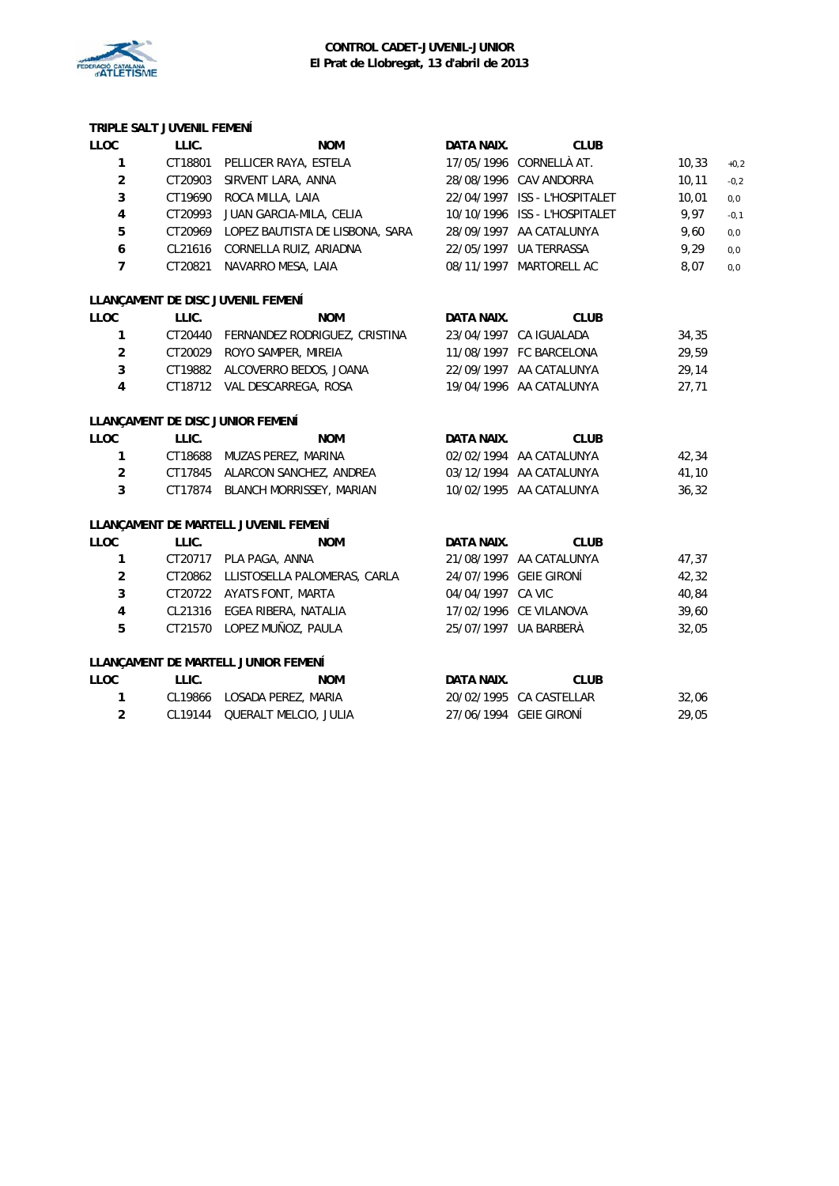**CONTROL CADET-JUVENIL-JUNIOR**
**El Prat de Llobregat, 13 d'abril de 2013**

### TRIPLE SALT JUVENIL FEMENÍ

| LLOC | LLIC. | NOM | DATA NAIX. | CLUB | | |
|---|---|---|---|---|---|---|
| 1 | CT18801 | PELLICER RAYA, ESTELA | 17/05/1996 | CORNELLÀ AT. | 10,33 | +0,2 |
| 2 | CT20903 | SIRVENT LARA, ANNA | 28/08/1996 | CAV ANDORRA | 10,11 | -0,2 |
| 3 | CT19690 | ROCA MILLA, LAIA | 22/04/1997 | ISS - L'HOSPITALET | 10,01 | 0,0 |
| 4 | CT20993 | JUAN GARCIA-MILA, CELIA | 10/10/1996 | ISS - L'HOSPITALET | 9,97 | -0,1 |
| 5 | CT20969 | LOPEZ BAUTISTA DE LISBONA, SARA | 28/09/1997 | AA CATALUNYA | 9,60 | 0,0 |
| 6 | CL21616 | CORNELLA RUIZ, ARIADNA | 22/05/1997 | UA TERRASSA | 9,29 | 0,0 |
| 7 | CT20821 | NAVARRO MESA, LAIA | 08/11/1997 | MARTORELL AC | 8,07 | 0,0 |

### LLANÇAMENT DE DISC JUVENIL FEMENÍ

| LLOC | LLIC. | NOM | DATA NAIX. | CLUB | |
|---|---|---|---|---|---|
| 1 | CT20440 | FERNANDEZ RODRIGUEZ, CRISTINA | 23/04/1997 | CA IGUALADA | 34,35 |
| 2 | CT20029 | ROYO SAMPER, MIREIA | 11/08/1997 | FC BARCELONA | 29,59 |
| 3 | CT19882 | ALCOVERRO BEDOS, JOANA | 22/09/1997 | AA CATALUNYA | 29,14 |
| 4 | CT18712 | VAL DESCARREGA, ROSA | 19/04/1996 | AA CATALUNYA | 27,71 |

### LLANÇAMENT DE DISC JUNIOR FEMENÍ

| LLOC | LLIC. | NOM | DATA NAIX. | CLUB | |
|---|---|---|---|---|---|
| 1 | CT18688 | MUZAS PEREZ, MARINA | 02/02/1994 | AA CATALUNYA | 42,34 |
| 2 | CT17845 | ALARCON SANCHEZ, ANDREA | 03/12/1994 | AA CATALUNYA | 41,10 |
| 3 | CT17874 | BLANCH MORRISSEY, MARIAN | 10/02/1995 | AA CATALUNYA | 36,32 |

### LLANÇAMENT DE MARTELL JUVENIL FEMENÍ

| LLOC | LLIC. | NOM | DATA NAIX. | CLUB | |
|---|---|---|---|---|---|
| 1 | CT20717 | PLA PAGA, ANNA | 21/08/1997 | AA CATALUNYA | 47,37 |
| 2 | CT20862 | LLISTOSELLA PALOMERAS, CARLA | 24/07/1996 | GEIE GIRONÍ | 42,32 |
| 3 | CT20722 | AYATS FONT, MARTA | 04/04/1997 | CA VIC | 40,84 |
| 4 | CL21316 | EGEA RIBERA, NATALIA | 17/02/1996 | CE VILANOVA | 39,60 |
| 5 | CT21570 | LOPEZ MUÑOZ, PAULA | 25/07/1997 | UA BARBERÀ | 32,05 |

### LLANÇAMENT DE MARTELL JUNIOR FEMENÍ

| LLOC | LLIC. | NOM | DATA NAIX. | CLUB | |
|---|---|---|---|---|---|
| 1 | CL19866 | LOSADA PEREZ, MARIA | 20/02/1995 | CA CASTELLAR | 32,06 |
| 2 | CL19144 | QUERALT MELCIO, JULIA | 27/06/1994 | GEIE GIRONÍ | 29,05 |